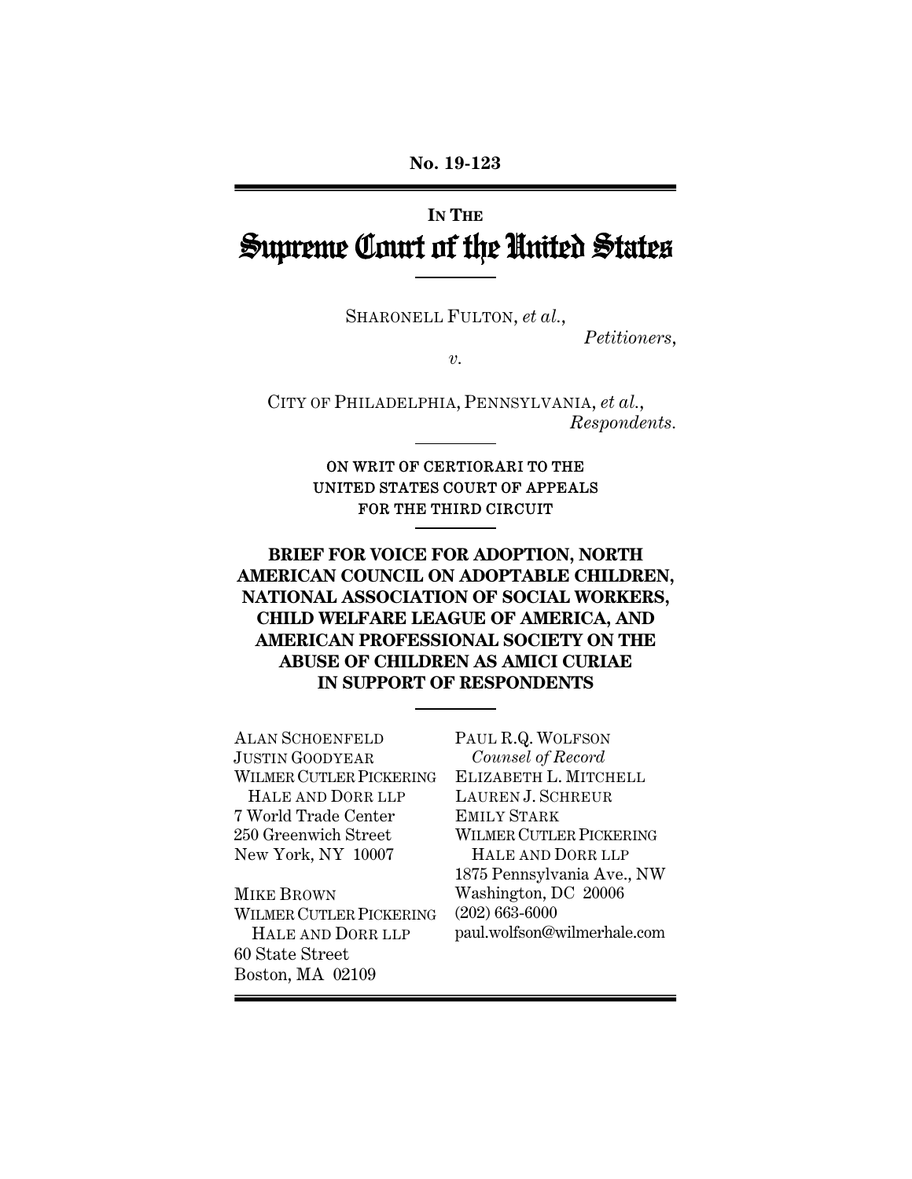No. 19-123

IN THE

# Supreme Court of the United States

SHARONELL FULTON, *et al.*,

*Petitioners*,

*v.*

CITY OF PHILADELPHIA, PENNSYLVANIA, *et al.*,

*Respondents.*

ON WRIT OF CERTIORARI TO THE UNITED STATES COURT OF APPEALS FOR THE THIRD CIRCUIT

**BRIEF FOR VOICE FOR ADOPTION, NORTH AMERICAN COUNCIL ON ADOPTABLE CHILDREN, NATIONAL ASSOCIATION OF SOCIAL WORKERS, CHILD WELFARE LEAGUE OF AMERICA, AND AMERICAN PROFESSIONAL SOCIETY ON THE ABUSE OF CHILDREN AS AMICI CURIAE IN SUPPORT OF RESPONDENTS**

ALAN SCHOENFELD
JUSTIN GOODYEAR
WILMER CUTLER PICKERING
HALE AND DORR LLP
7 World Trade Center
250 Greenwich Street
New York, NY 10007

MIKE BROWN
WILMER CUTLER PICKERING
HALE AND DORR LLP
60 State Street
Boston, MA 02109

PAUL R.Q. WOLFSON
*Counsel of Record*
ELIZABETH L. MITCHELL
LAUREN J. SCHREUR
EMILY STARK
WILMER CUTLER PICKERING
HALE AND DORR LLP
1875 Pennsylvania Ave., NW
Washington, DC 20006
(202) 663-6000
paul.wolfson@wilmerhale.com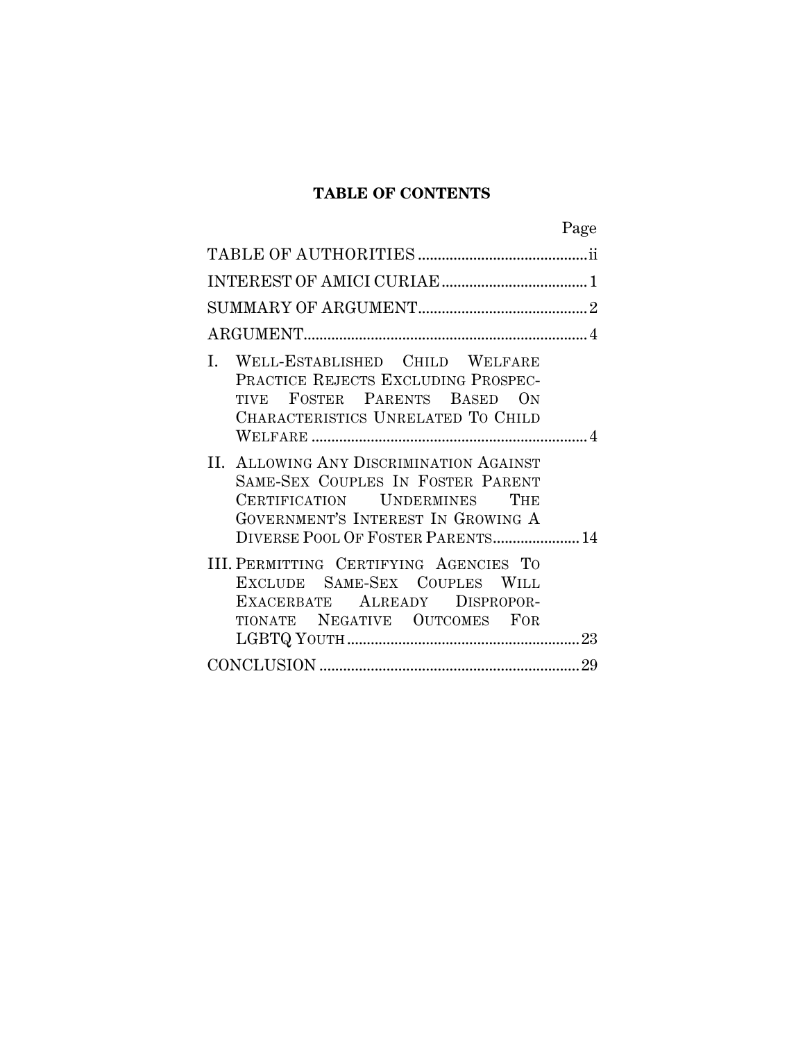**TABLE OF CONTENTS**

| | Page |
|---|---|
| TABLE OF AUTHORITIES | ii |
| INTEREST OF AMICI CURIAE | 1 |
| SUMMARY OF ARGUMENT | 2 |
| ARGUMENT | 4 |
| I. WELL-ESTABLISHED CHILD WELFARE PRACTICE REJECTS EXCLUDING PROSPECTIVE FOSTER PARENTS BASED ON CHARACTERISTICS UNRELATED TO CHILD WELFARE | 4 |
| II. ALLOWING ANY DISCRIMINATION AGAINST SAME-SEX COUPLES IN FOSTER PARENT CERTIFICATION UNDERMINES THE GOVERNMENT'S INTEREST IN GROWING A DIVERSE POOL OF FOSTER PARENTS | 14 |
| III. PERMITTING CERTIFYING AGENCIES TO EXCLUDE SAME-SEX COUPLES WILL EXACERBATE ALREADY DISPROPORTIONATE NEGATIVE OUTCOMES FOR LGBTQ YOUTH | 23 |
| CONCLUSION | 29 |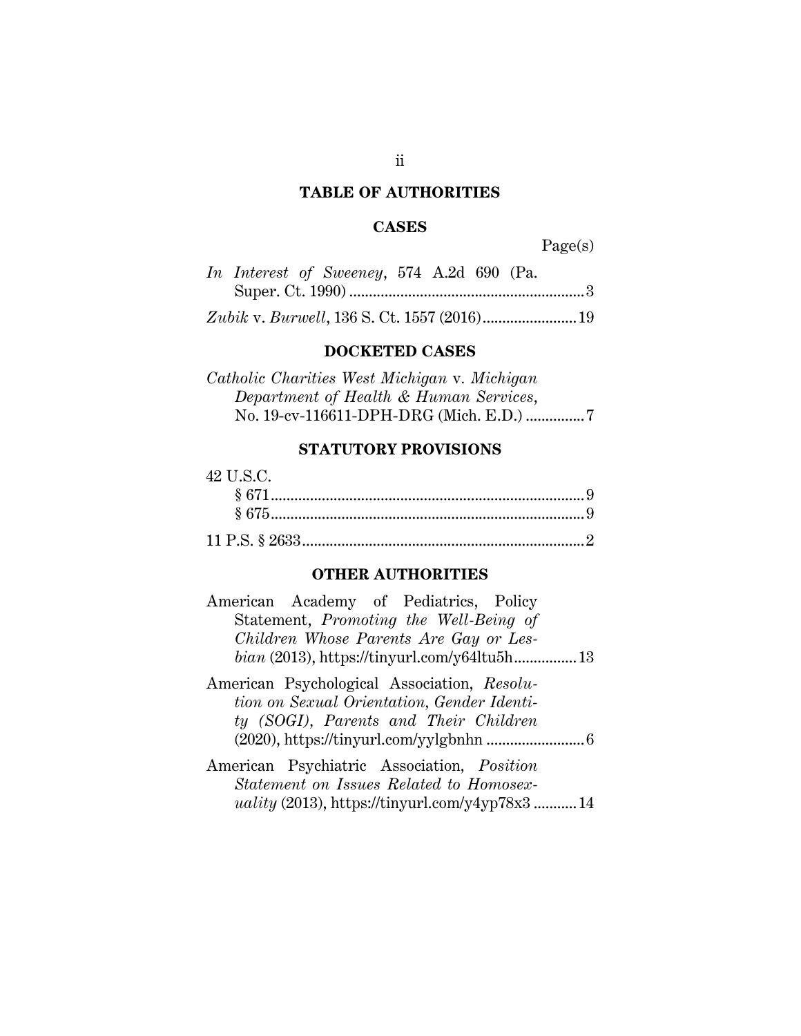## TABLE OF AUTHORITIES

### CASES

Page(s)

*In Interest of Sweeney*, 574 A.2d 690 (Pa. Super. Ct. 1990) .......... 3

*Zubik* v. *Burwell*, 136 S. Ct. 1557 (2016) .......... 19

### DOCKETED CASES

*Catholic Charities West Michigan* v. *Michigan Department of Health & Human Services*, No. 19-cv-116611-DPH-DRG (Mich. E.D.) .......... 7

### STATUTORY PROVISIONS

42 U.S.C.
- § 671 .......... 9
- § 675 .......... 9

11 P.S. § 2633 .......... 2

### OTHER AUTHORITIES

American Academy of Pediatrics, Policy Statement, *Promoting the Well-Being of Children Whose Parents Are Gay or Lesbian* (2013), https://tinyurl.com/y64ltu5h .......... 13

American Psychological Association, *Resolution on Sexual Orientation, Gender Identity (SOGI), Parents and Their Children* (2020), https://tinyurl.com/yylgbnhn .......... 6

American Psychiatric Association, *Position Statement on Issues Related to Homosexuality* (2013), https://tinyurl.com/y4yp78x3 .......... 14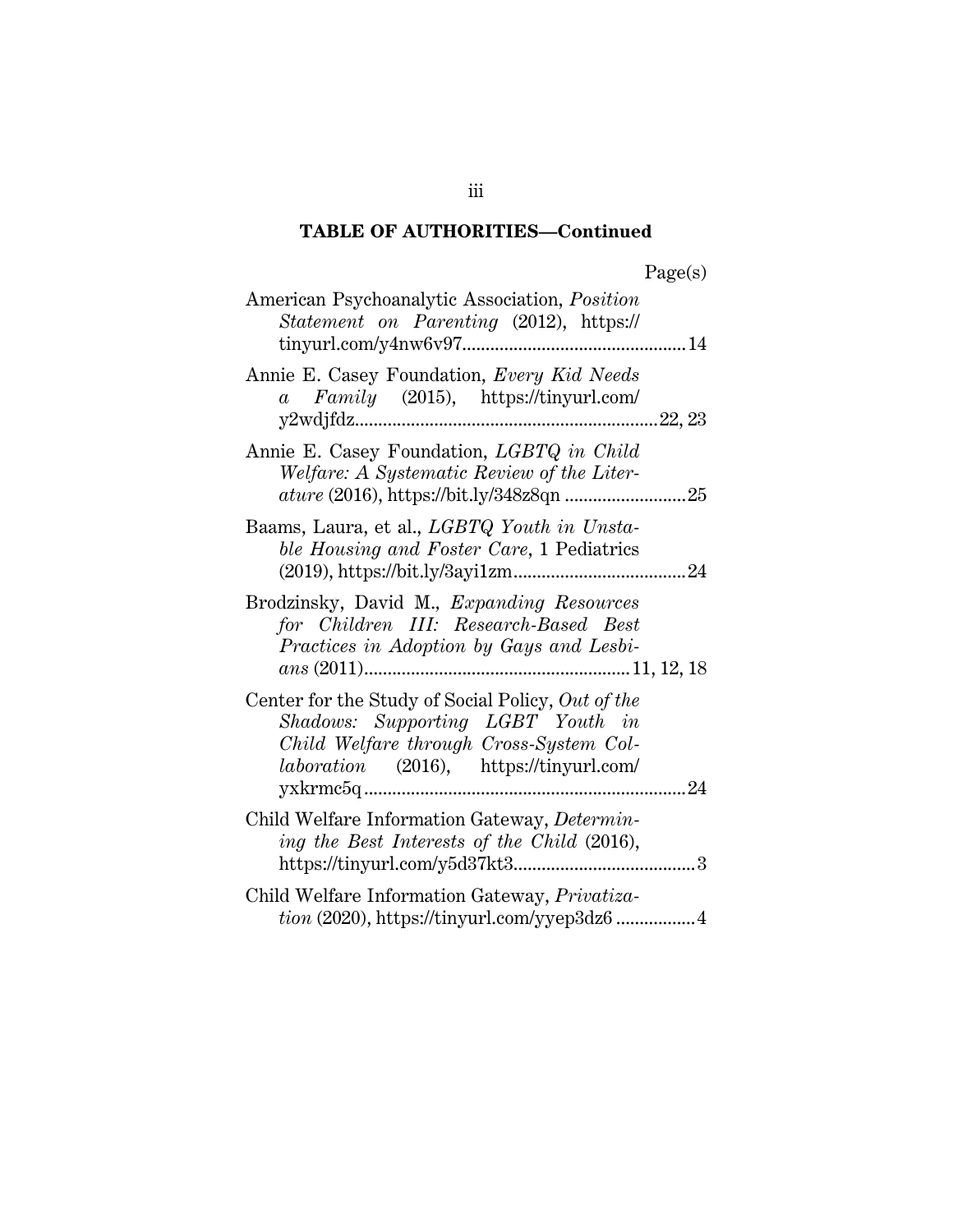## TABLE OF AUTHORITIES—Continued

Page(s)

American Psychoanalytic Association, *Position Statement on Parenting* (2012), https://tinyurl.com/y4nw6v97 ............................................... 14

Annie E. Casey Foundation, *Every Kid Needs a Family* (2015), https://tinyurl.com/y2wdjfdz ............................................................... 22, 23

Annie E. Casey Foundation, *LGBTQ in Child Welfare: A Systematic Review of the Literature* (2016), https://bit.ly/348z8qn ......................... 25

Baams, Laura, et al., *LGBTQ Youth in Unstable Housing and Foster Care*, 1 Pediatrics (2019), https://bit.ly/3ayi1zm ..................................... 24

Brodzinsky, David M., *Expanding Resources for Children III: Research-Based Best Practices in Adoption by Gays and Lesbians* (2011) ........................................................ 11, 12, 18

Center for the Study of Social Policy, *Out of the Shadows: Supporting LGBT Youth in Child Welfare through Cross-System Collaboration* (2016), https://tinyurl.com/yxkrmc5q ..................................................................... 24

Child Welfare Information Gateway, *Determining the Best Interests of the Child* (2016), https://tinyurl.com/y5d37kt3 ...................................... 3

Child Welfare Information Gateway, *Privatization* (2020), https://tinyurl.com/yyep3dz6 ................. 4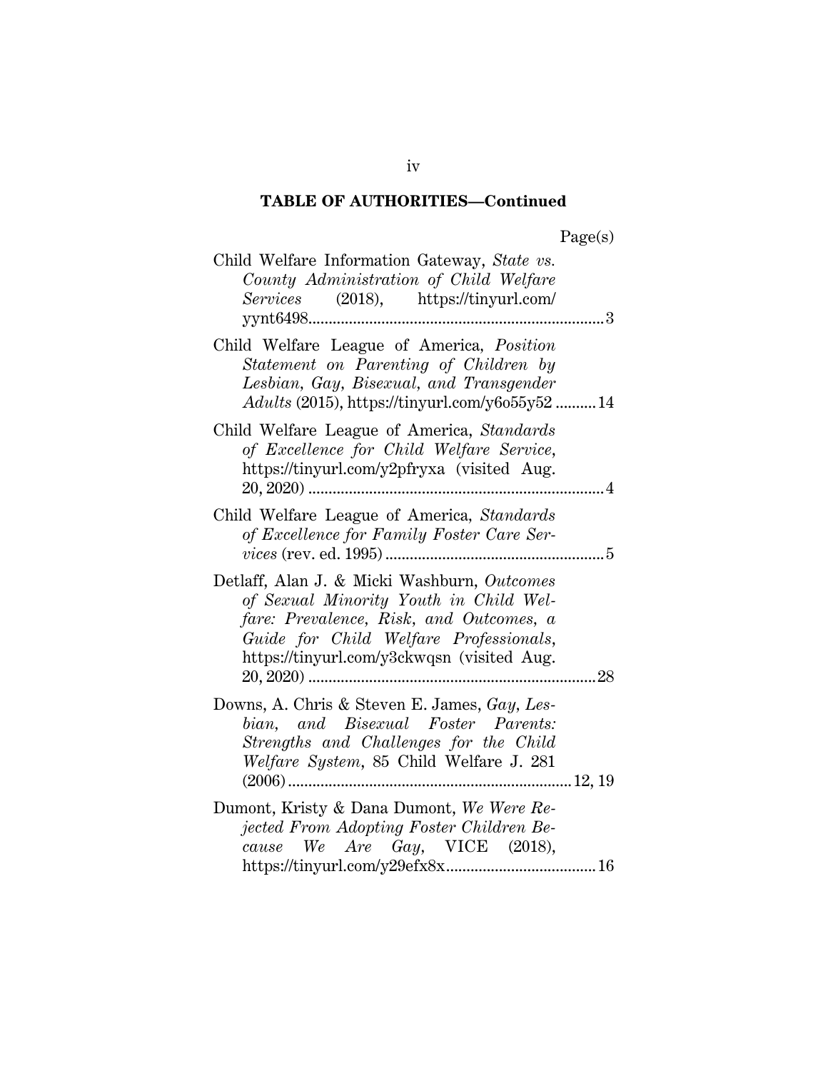**TABLE OF AUTHORITIES—Continued**

Page(s)

Child Welfare Information Gateway, *State vs. County Administration of Child Welfare Services* (2018), https://tinyurl.com/yynt6498 ........ 3

Child Welfare League of America, *Position Statement on Parenting of Children by Lesbian, Gay, Bisexual, and Transgender Adults* (2015), https://tinyurl.com/y6o55y52 ........ 14

Child Welfare League of America, *Standards of Excellence for Child Welfare Service*, https://tinyurl.com/y2pfryxa (visited Aug. 20, 2020) ........ 4

Child Welfare League of America, *Standards of Excellence for Family Foster Care Services* (rev. ed. 1995) ........ 5

Detlaff, Alan J. & Micki Washburn, *Outcomes of Sexual Minority Youth in Child Welfare: Prevalence, Risk, and Outcomes, a Guide for Child Welfare Professionals*, https://tinyurl.com/y3ckwqsn (visited Aug. 20, 2020) ........ 28

Downs, A. Chris & Steven E. James, *Gay, Lesbian, and Bisexual Foster Parents: Strengths and Challenges for the Child Welfare System*, 85 Child Welfare J. 281 (2006) ........ 12, 19

Dumont, Kristy & Dana Dumont, *We Were Rejected From Adopting Foster Children Because We Are Gay*, VICE (2018), https://tinyurl.com/y29efx8x ........ 16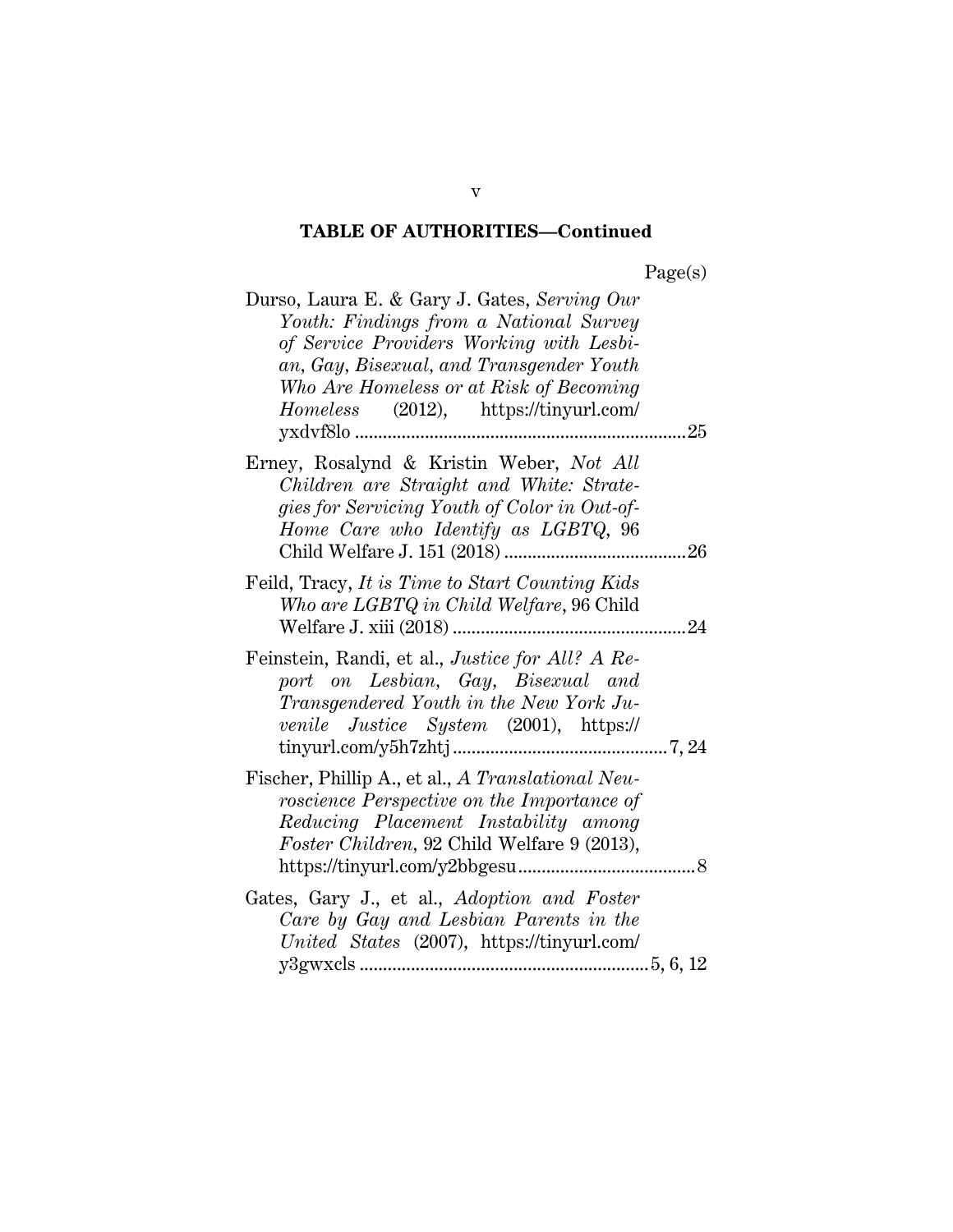**TABLE OF AUTHORITIES—Continued**

Page(s)

Durso, Laura E. & Gary J. Gates, *Serving Our Youth: Findings from a National Survey of Service Providers Working with Lesbian, Gay, Bisexual, and Transgender Youth Who Are Homeless or at Risk of Becoming Homeless* (2012), https://tinyurl.com/yxdvf8lo ....................................................................25

Erney, Rosalynd & Kristin Weber, *Not All Children are Straight and White: Strategies for Servicing Youth of Color in Out-of-Home Care who Identify as LGBTQ*, 96 Child Welfare J. 151 (2018) .......................................26

Feild, Tracy, *It is Time to Start Counting Kids Who are LGBTQ in Child Welfare*, 96 Child Welfare J. xiii (2018) ..................................................24

Feinstein, Randi, et al., *Justice for All? A Report on Lesbian, Gay, Bisexual and Transgendered Youth in the New York Juvenile Justice System* (2001), https://tinyurl.com/y5h7zhtj .............................................7, 24

Fischer, Phillip A., et al., *A Translational Neuroscience Perspective on the Importance of Reducing Placement Instability among Foster Children*, 92 Child Welfare 9 (2013), https://tinyurl.com/y2bbgesu......................................8

Gates, Gary J., et al., *Adoption and Foster Care by Gay and Lesbian Parents in the United States* (2007), https://tinyurl.com/y3gwxcls .............................................................5, 6, 12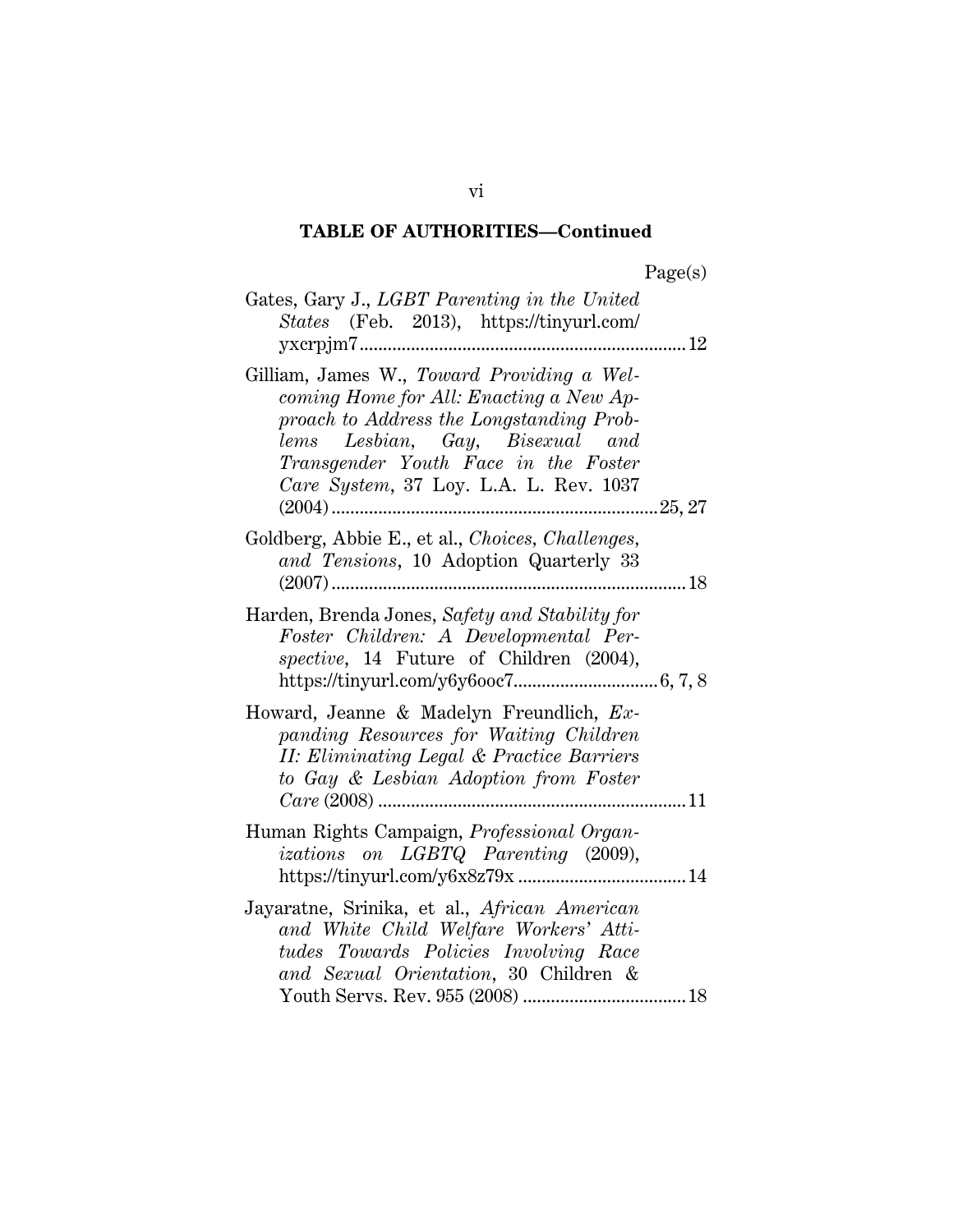**TABLE OF AUTHORITIES—Continued**

Page(s)

Gates, Gary J., *LGBT Parenting in the United States* (Feb. 2013), https://tinyurl.com/yxcrpjm7 .................... 12

Gilliam, James W., *Toward Providing a Welcoming Home for All: Enacting a New Approach to Address the Longstanding Problems Lesbian, Gay, Bisexual and Transgender Youth Face in the Foster Care System*, 37 Loy. L.A. L. Rev. 1037 (2004) .................... 25, 27

Goldberg, Abbie E., et al., *Choices, Challenges, and Tensions*, 10 Adoption Quarterly 33 (2007) .................... 18

Harden, Brenda Jones, *Safety and Stability for Foster Children: A Developmental Perspective*, 14 Future of Children (2004), https://tinyurl.com/y6y6ooc7 .................... 6, 7, 8

Howard, Jeanne & Madelyn Freundlich, *Expanding Resources for Waiting Children II: Eliminating Legal & Practice Barriers to Gay & Lesbian Adoption from Foster Care* (2008) .................... 11

Human Rights Campaign, *Professional Organizations on LGBTQ Parenting* (2009), https://tinyurl.com/y6x8z79x .................... 14

Jayaratne, Srinika, et al., *African American and White Child Welfare Workers' Attitudes Towards Policies Involving Race and Sexual Orientation*, 30 Children & Youth Servs. Rev. 955 (2008) .................... 18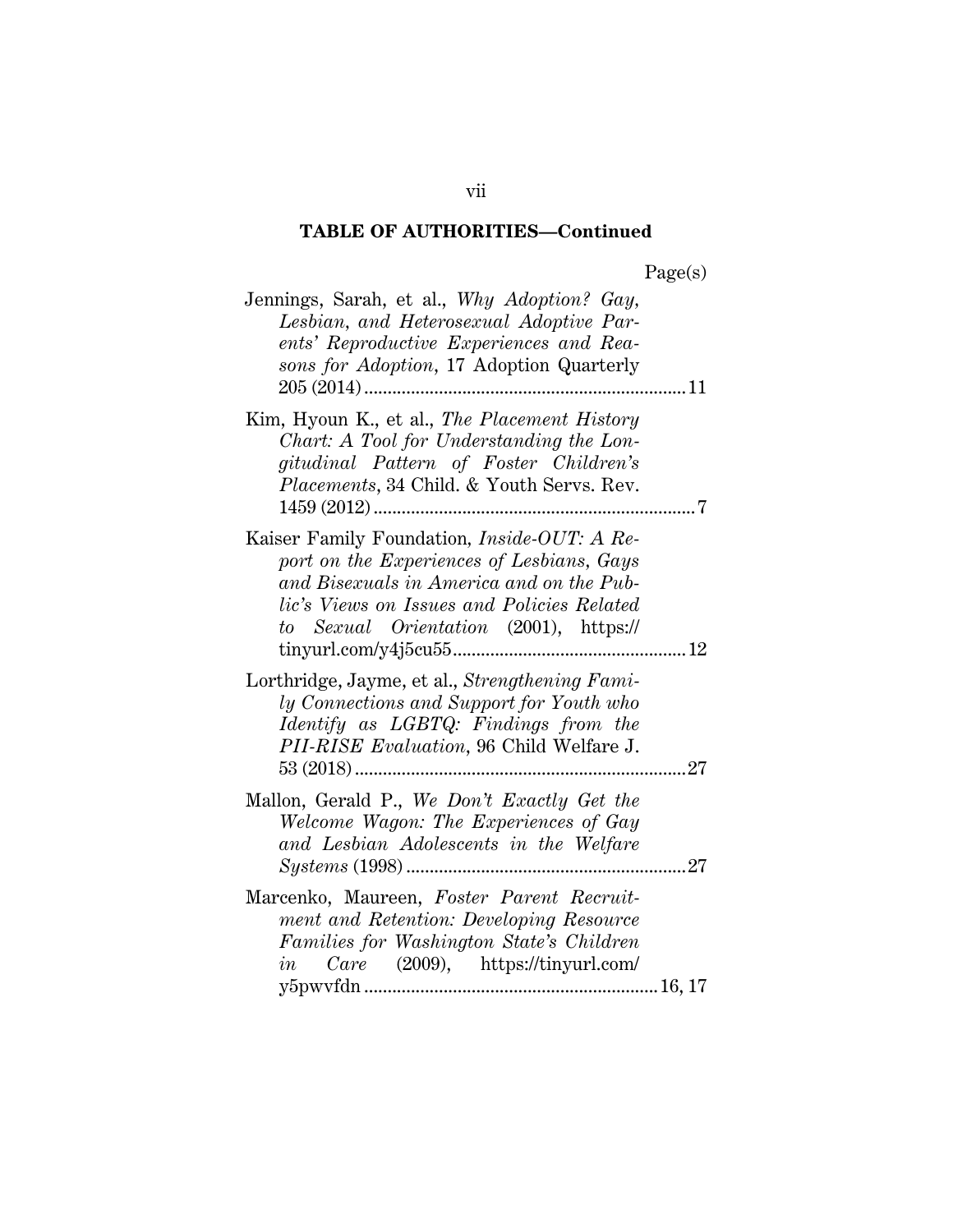## TABLE OF AUTHORITIES—Continued

Page(s)

Jennings, Sarah, et al., *Why Adoption? Gay, Lesbian, and Heterosexual Adoptive Parents' Reproductive Experiences and Reasons for Adoption*, 17 Adoption Quarterly 205 (2014) .......... 11

Kim, Hyoun K., et al., *The Placement History Chart: A Tool for Understanding the Longitudinal Pattern of Foster Children's Placements*, 34 Child. & Youth Servs. Rev. 1459 (2012) .......... 7

Kaiser Family Foundation, *Inside-OUT: A Report on the Experiences of Lesbians, Gays and Bisexuals in America and on the Public's Views on Issues and Policies Related to Sexual Orientation* (2001), https://tinyurl.com/y4j5cu55 .......... 12

Lorthridge, Jayme, et al., *Strengthening Family Connections and Support for Youth who Identify as LGBTQ: Findings from the PII-RISE Evaluation*, 96 Child Welfare J. 53 (2018) .......... 27

Mallon, Gerald P., *We Don't Exactly Get the Welcome Wagon: The Experiences of Gay and Lesbian Adolescents in the Welfare Systems* (1998) .......... 27

Marcenko, Maureen, *Foster Parent Recruitment and Retention: Developing Resource Families for Washington State's Children in Care* (2009), https://tinyurl.com/y5pwvfdn .......... 16, 17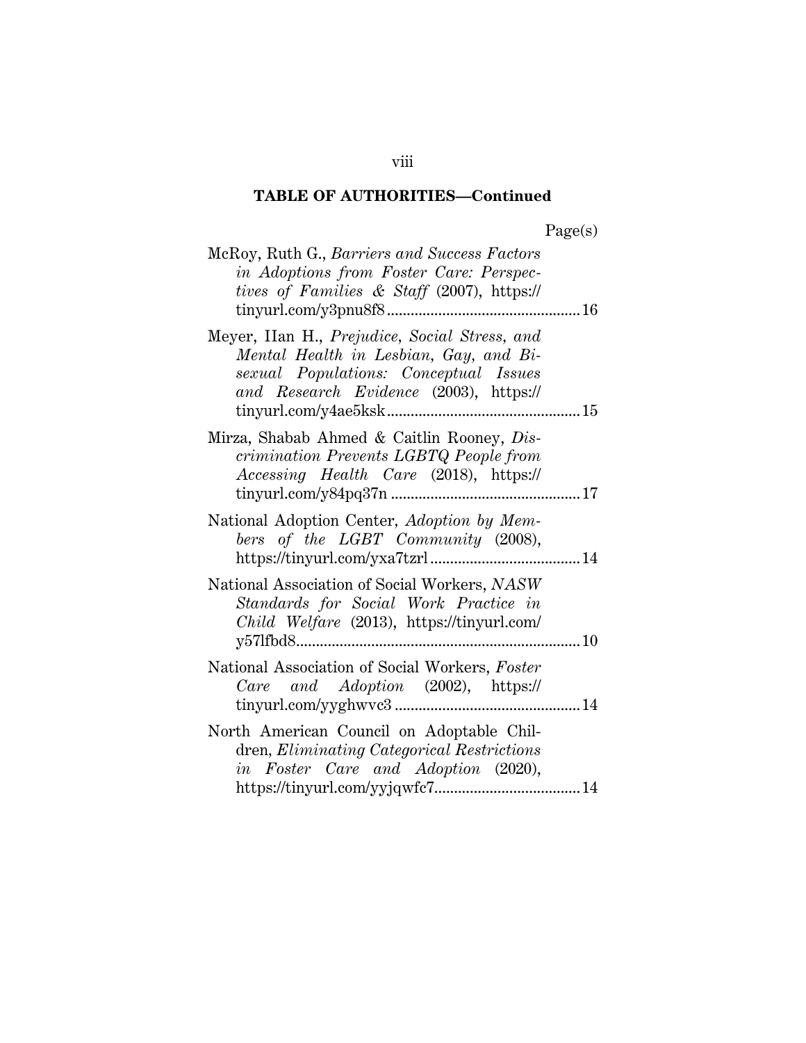## TABLE OF AUTHORITIES—Continued

Page(s)

McRoy, Ruth G., *Barriers and Success Factors in Adoptions from Foster Care: Perspectives of Families & Staff* (2007), https://tinyurl.com/y3pnu8f8 .......... 16

Meyer, IIan H., *Prejudice, Social Stress, and Mental Health in Lesbian, Gay, and Bisexual Populations: Conceptual Issues and Research Evidence* (2003), https://tinyurl.com/y4ae5ksk .......... 15

Mirza, Shabab Ahmed & Caitlin Rooney, *Discrimination Prevents LGBTQ People from Accessing Health Care* (2018), https://tinyurl.com/y84pq37n .......... 17

National Adoption Center, *Adoption by Members of the LGBT Community* (2008), https://tinyurl.com/yxa7tzrl .......... 14

National Association of Social Workers, *NASW Standards for Social Work Practice in Child Welfare* (2013), https://tinyurl.com/y57lfbd8 .......... 10

National Association of Social Workers, *Foster Care and Adoption* (2002), https://tinyurl.com/yyghwvc3 .......... 14

North American Council on Adoptable Children, *Eliminating Categorical Restrictions in Foster Care and Adoption* (2020), https://tinyurl.com/yyjqwfc7 .......... 14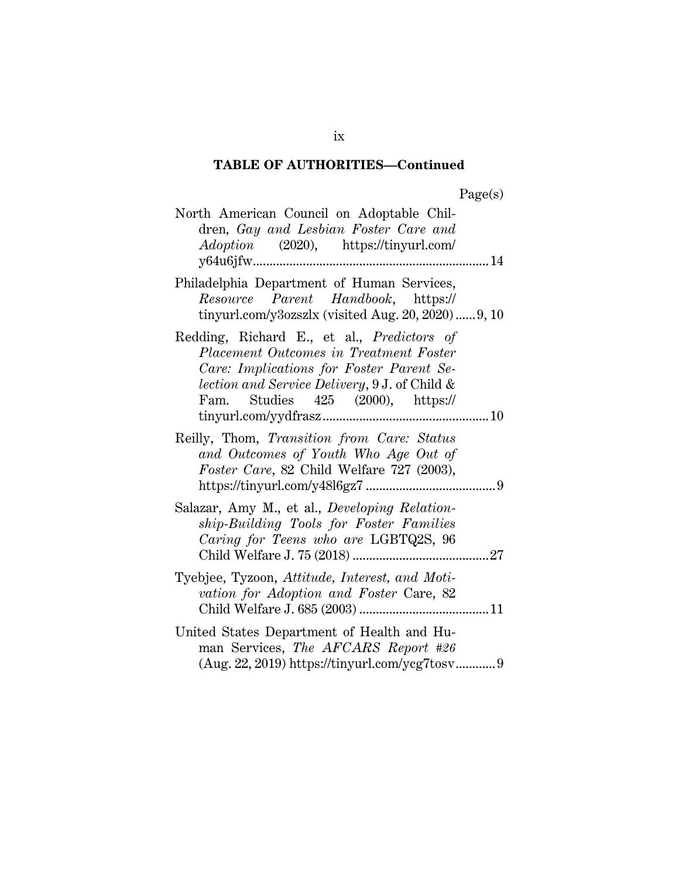**TABLE OF AUTHORITIES—Continued**

Page(s)

North American Council on Adoptable Children, *Gay and Lesbian Foster Care and Adoption* (2020), https://tinyurl.com/y64u6jfw...................................................................... 14

Philadelphia Department of Human Services, *Resource Parent Handbook*, https://tinyurl.com/y3ozszlx (visited Aug. 20, 2020)...... 9, 10

Redding, Richard E., et al., *Predictors of Placement Outcomes in Treatment Foster Care: Implications for Foster Parent Selection and Service Delivery*, 9 J. of Child & Fam. Studies 425 (2000), https://tinyurl.com/yydfrasz................................................. 10

Reilly, Thom, *Transition from Care: Status and Outcomes of Youth Who Age Out of Foster Care*, 82 Child Welfare 727 (2003), https://tinyurl.com/y48l6gz7 ....................................... 9

Salazar, Amy M., et al., *Developing Relationship-Building Tools for Foster Families Caring for Teens who are* LGBTQ2S, 96 Child Welfare J. 75 (2018) ......................................... 27

Tyebjee, Tyzoon, *Attitude, Interest, and Motivation for Adoption and Foster* Care, 82 Child Welfare J. 685 (2003) ....................................... 11

United States Department of Health and Human Services, *The AFCARS Report #26* (Aug. 22, 2019) https://tinyurl.com/ycg7tosv............ 9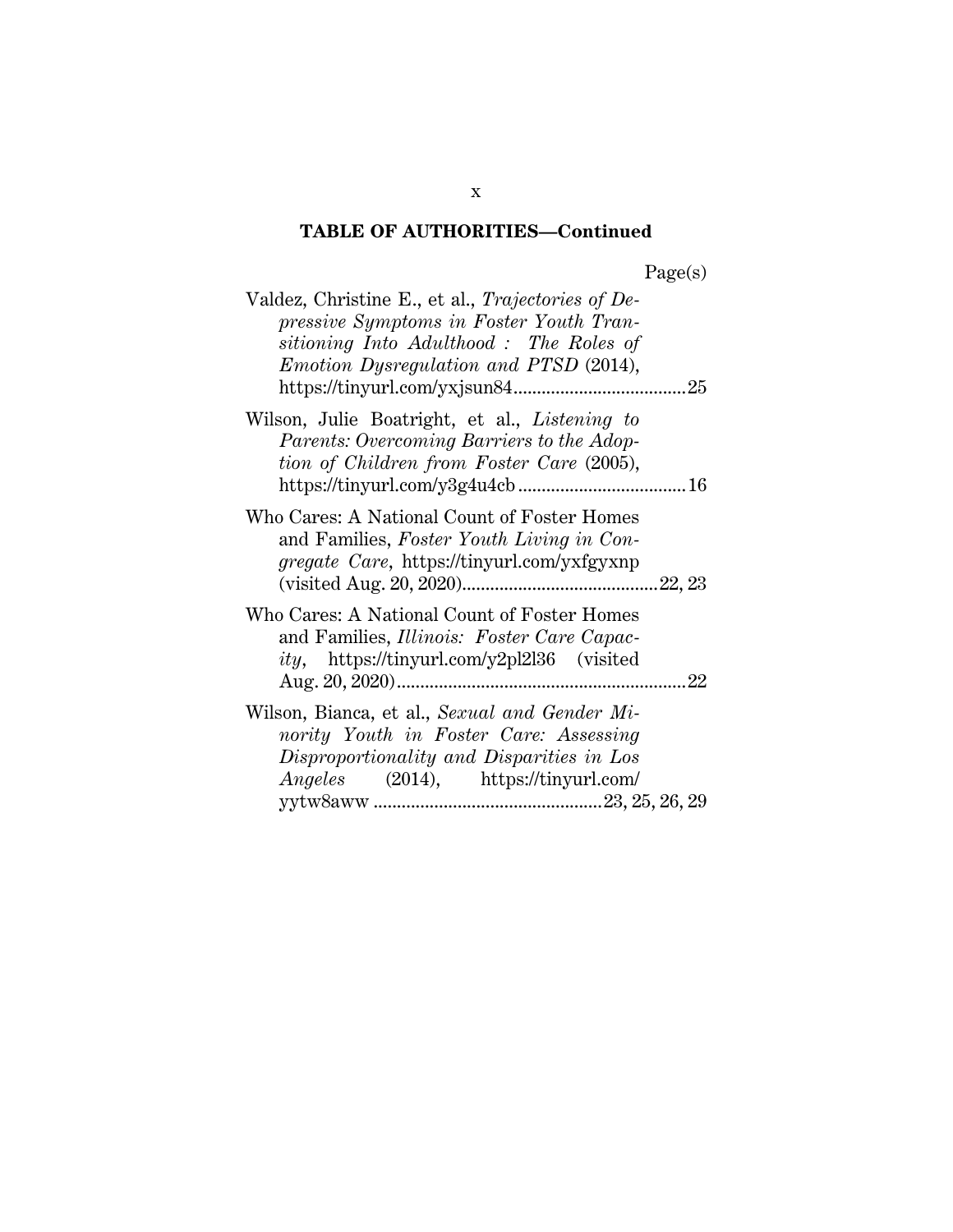## TABLE OF AUTHORITIES—Continued

Page(s)

Valdez, Christine E., et al., *Trajectories of Depressive Symptoms in Foster Youth Transitioning Into Adulthood : The Roles of Emotion Dysregulation and PTSD* (2014), https://tinyurl.com/yxjsun84 .................................... 25

Wilson, Julie Boatright, et al., *Listening to Parents: Overcoming Barriers to the Adoption of Children from Foster Care* (2005), https://tinyurl.com/y3g4u4cb ................................... 16

Who Cares: A National Count of Foster Homes and Families, *Foster Youth Living in Congregate Care*, https://tinyurl.com/yxfgyxnp (visited Aug. 20, 2020) ......................................... 22, 23

Who Cares: A National Count of Foster Homes and Families, *Illinois: Foster Care Capacity*, https://tinyurl.com/y2pl2l36 (visited Aug. 20, 2020) ............................................................ 22

Wilson, Bianca, et al., *Sexual and Gender Minority Youth in Foster Care: Assessing Disproportionality and Disparities in Los Angeles* (2014), https://tinyurl.com/yytw8aww ................................................ 23, 25, 26, 29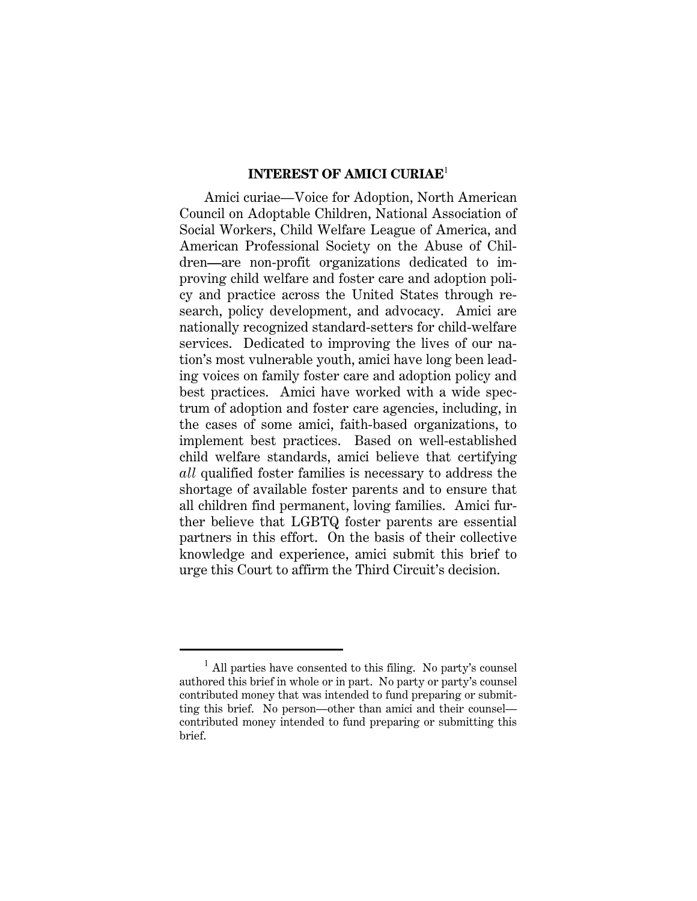## INTEREST OF AMICI CURIAE[1]

Amici curiae—Voice for Adoption, North American Council on Adoptable Children, National Association of Social Workers, Child Welfare League of America, and American Professional Society on the Abuse of Children—are non-profit organizations dedicated to improving child welfare and foster care and adoption policy and practice across the United States through research, policy development, and advocacy. Amici are nationally recognized standard-setters for child-welfare services. Dedicated to improving the lives of our nation's most vulnerable youth, amici have long been leading voices on family foster care and adoption policy and best practices. Amici have worked with a wide spectrum of adoption and foster care agencies, including, in the cases of some amici, faith-based organizations, to implement best practices. Based on well-established child welfare standards, amici believe that certifying *all* qualified foster families is necessary to address the shortage of available foster parents and to ensure that all children find permanent, loving families. Amici further believe that LGBTQ foster parents are essential partners in this effort. On the basis of their collective knowledge and experience, amici submit this brief to urge this Court to affirm the Third Circuit's decision.

---

[1] All parties have consented to this filing. No party's counsel authored this brief in whole or in part. No party or party's counsel contributed money that was intended to fund preparing or submitting this brief. No person—other than amici and their counsel—contributed money intended to fund preparing or submitting this brief.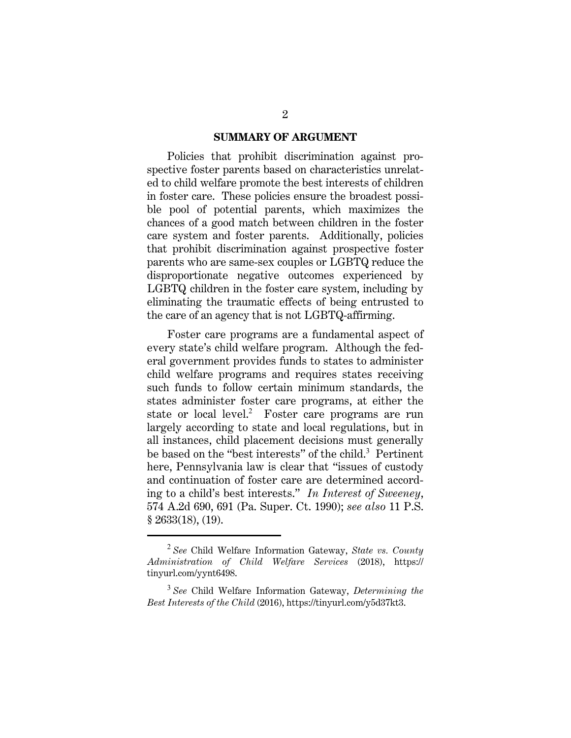## SUMMARY OF ARGUMENT

Policies that prohibit discrimination against prospective foster parents based on characteristics unrelated to child welfare promote the best interests of children in foster care. These policies ensure the broadest possible pool of potential parents, which maximizes the chances of a good match between children in the foster care system and foster parents. Additionally, policies that prohibit discrimination against prospective foster parents who are same-sex couples or LGBTQ reduce the disproportionate negative outcomes experienced by LGBTQ children in the foster care system, including by eliminating the traumatic effects of being entrusted to the care of an agency that is not LGBTQ-affirming.

Foster care programs are a fundamental aspect of every state's child welfare program. Although the federal government provides funds to states to administer child welfare programs and requires states receiving such funds to follow certain minimum standards, the states administer foster care programs, at either the state or local level.[2] Foster care programs are run largely according to state and local regulations, but in all instances, child placement decisions must generally be based on the "best interests" of the child.[3] Pertinent here, Pennsylvania law is clear that "issues of custody and continuation of foster care are determined according to a child's best interests." *In Interest of Sweeney*, 574 A.2d 690, 691 (Pa. Super. Ct. 1990); *see also* 11 P.S. § 2633(18), (19).

---

[2] *See* Child Welfare Information Gateway, *State vs. County Administration of Child Welfare Services* (2018), https://tinyurl.com/yynt6498.

[3] *See* Child Welfare Information Gateway, *Determining the Best Interests of the Child* (2016), https://tinyurl.com/y5d37kt3.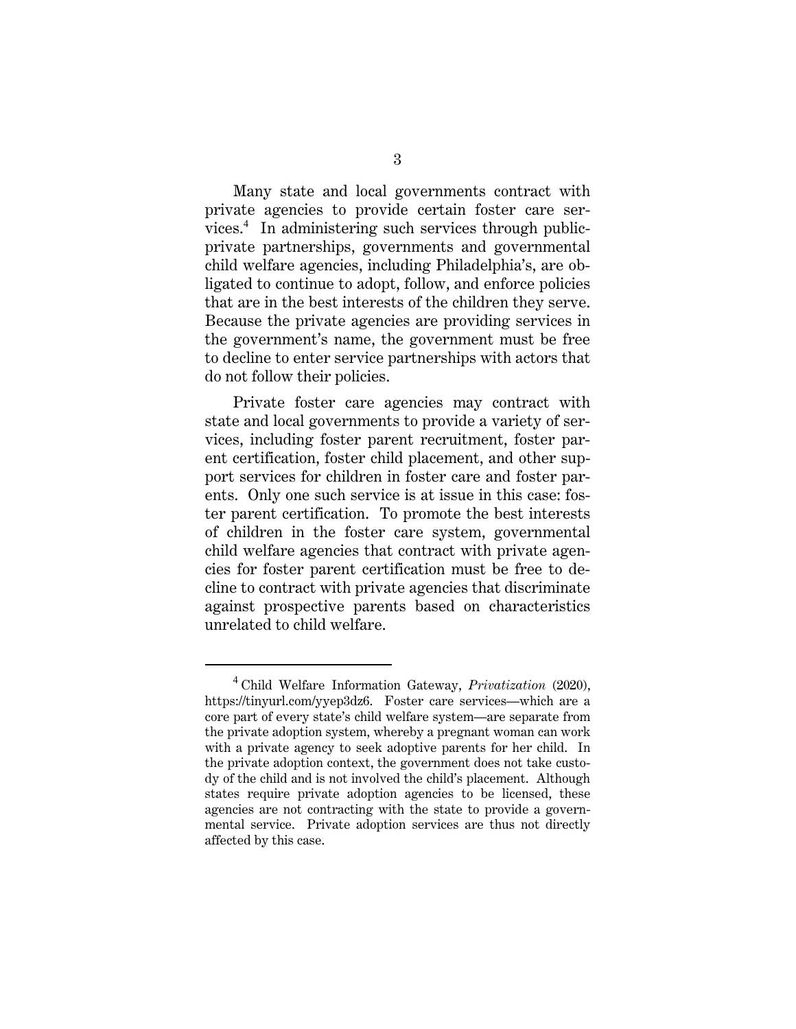Many state and local governments contract with private agencies to provide certain foster care services.[4] In administering such services through public-private partnerships, governments and governmental child welfare agencies, including Philadelphia's, are obligated to continue to adopt, follow, and enforce policies that are in the best interests of the children they serve. Because the private agencies are providing services in the government's name, the government must be free to decline to enter service partnerships with actors that do not follow their policies.

Private foster care agencies may contract with state and local governments to provide a variety of services, including foster parent recruitment, foster parent certification, foster child placement, and other support services for children in foster care and foster parents. Only one such service is at issue in this case: foster parent certification. To promote the best interests of children in the foster care system, governmental child welfare agencies that contract with private agencies for foster parent certification must be free to decline to contract with private agencies that discriminate against prospective parents based on characteristics unrelated to child welfare.

---

[4] Child Welfare Information Gateway, *Privatization* (2020), https://tinyurl.com/yyep3dz6. Foster care services—which are a core part of every state's child welfare system—are separate from the private adoption system, whereby a pregnant woman can work with a private agency to seek adoptive parents for her child. In the private adoption context, the government does not take custody of the child and is not involved the child's placement. Although states require private adoption agencies to be licensed, these agencies are not contracting with the state to provide a governmental service. Private adoption services are thus not directly affected by this case.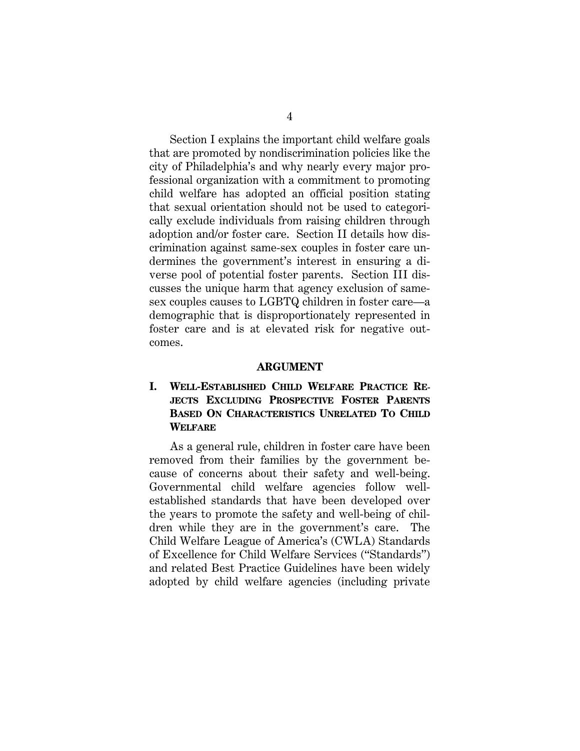Section I explains the important child welfare goals that are promoted by nondiscrimination policies like the city of Philadelphia's and why nearly every major professional organization with a commitment to promoting child welfare has adopted an official position stating that sexual orientation should not be used to categorically exclude individuals from raising children through adoption and/or foster care. Section II details how discrimination against same-sex couples in foster care undermines the government's interest in ensuring a diverse pool of potential foster parents. Section III discusses the unique harm that agency exclusion of same-sex couples causes to LGBTQ children in foster care—a demographic that is disproportionately represented in foster care and is at elevated risk for negative outcomes.

## ARGUMENT

### I. WELL-ESTABLISHED CHILD WELFARE PRACTICE REJECTS EXCLUDING PROSPECTIVE FOSTER PARENTS BASED ON CHARACTERISTICS UNRELATED TO CHILD WELFARE

As a general rule, children in foster care have been removed from their families by the government because of concerns about their safety and well-being. Governmental child welfare agencies follow well-established standards that have been developed over the years to promote the safety and well-being of children while they are in the government's care. The Child Welfare League of America's (CWLA) Standards of Excellence for Child Welfare Services ("Standards") and related Best Practice Guidelines have been widely adopted by child welfare agencies (including private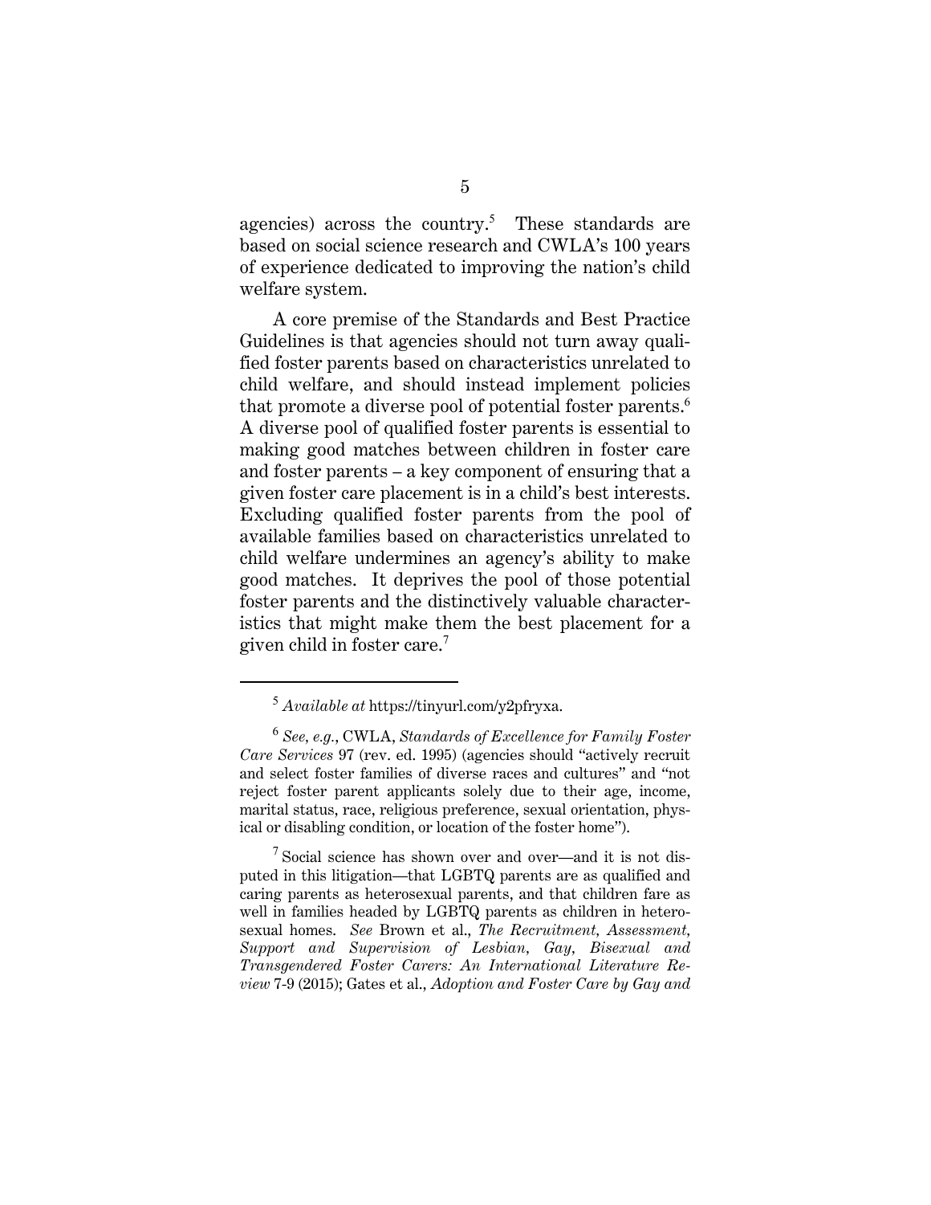agencies) across the country.[5] These standards are based on social science research and CWLA's 100 years of experience dedicated to improving the nation's child welfare system.

A core premise of the Standards and Best Practice Guidelines is that agencies should not turn away qualified foster parents based on characteristics unrelated to child welfare, and should instead implement policies that promote a diverse pool of potential foster parents.[6] A diverse pool of qualified foster parents is essential to making good matches between children in foster care and foster parents – a key component of ensuring that a given foster care placement is in a child's best interests. Excluding qualified foster parents from the pool of available families based on characteristics unrelated to child welfare undermines an agency's ability to make good matches. It deprives the pool of those potential foster parents and the distinctively valuable characteristics that might make them the best placement for a given child in foster care.[7]

---

[5] *Available at* https://tinyurl.com/y2pfryxa.

[6] *See, e.g.*, CWLA, *Standards of Excellence for Family Foster Care Services* 97 (rev. ed. 1995) (agencies should "actively recruit and select foster families of diverse races and cultures" and "not reject foster parent applicants solely due to their age, income, marital status, race, religious preference, sexual orientation, physical or disabling condition, or location of the foster home").

[7] Social science has shown over and over—and it is not disputed in this litigation—that LGBTQ parents are as qualified and caring parents as heterosexual parents, and that children fare as well in families headed by LGBTQ parents as children in heterosexual homes. *See* Brown et al., *The Recruitment, Assessment, Support and Supervision of Lesbian, Gay, Bisexual and Transgendered Foster Carers: An International Literature Review* 7-9 (2015); Gates et al., *Adoption and Foster Care by Gay and*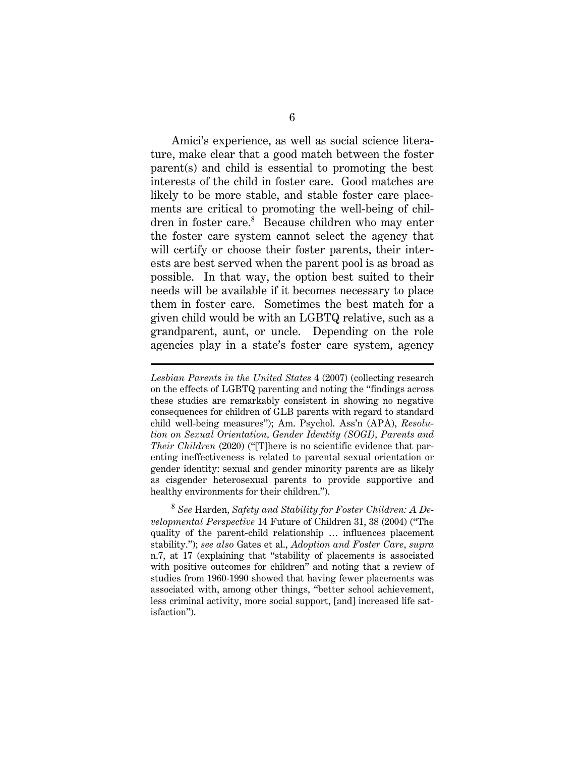Amici's experience, as well as social science literature, make clear that a good match between the foster parent(s) and child is essential to promoting the best interests of the child in foster care. Good matches are likely to be more stable, and stable foster care placements are critical to promoting the well-being of children in foster care.[8] Because children who may enter the foster care system cannot select the agency that will certify or choose their foster parents, their interests are best served when the parent pool is as broad as possible. In that way, the option best suited to their needs will be available if it becomes necessary to place them in foster care. Sometimes the best match for a given child would be with an LGBTQ relative, such as a grandparent, aunt, or uncle. Depending on the role agencies play in a state's foster care system, agency

---

*Lesbian Parents in the United States* 4 (2007) (collecting research on the effects of LGBTQ parenting and noting the "findings across these studies are remarkably consistent in showing no negative consequences for children of GLB parents with regard to standard child well-being measures"); Am. Psychol. Ass'n (APA), *Resolution on Sexual Orientation, Gender Identity (SOGI), Parents and Their Children* (2020) ("[T]here is no scientific evidence that parenting ineffectiveness is related to parental sexual orientation or gender identity: sexual and gender minority parents are as likely as cisgender heterosexual parents to provide supportive and healthy environments for their children.").

[8] *See* Harden, *Safety and Stability for Foster Children: A Developmental Perspective* 14 Future of Children 31, 38 (2004) ("The quality of the parent-child relationship … influences placement stability."); *see also* Gates et al., *Adoption and Foster Care*, *supra* n.7, at 17 (explaining that "stability of placements is associated with positive outcomes for children" and noting that a review of studies from 1960-1990 showed that having fewer placements was associated with, among other things, "better school achievement, less criminal activity, more social support, [and] increased life satisfaction").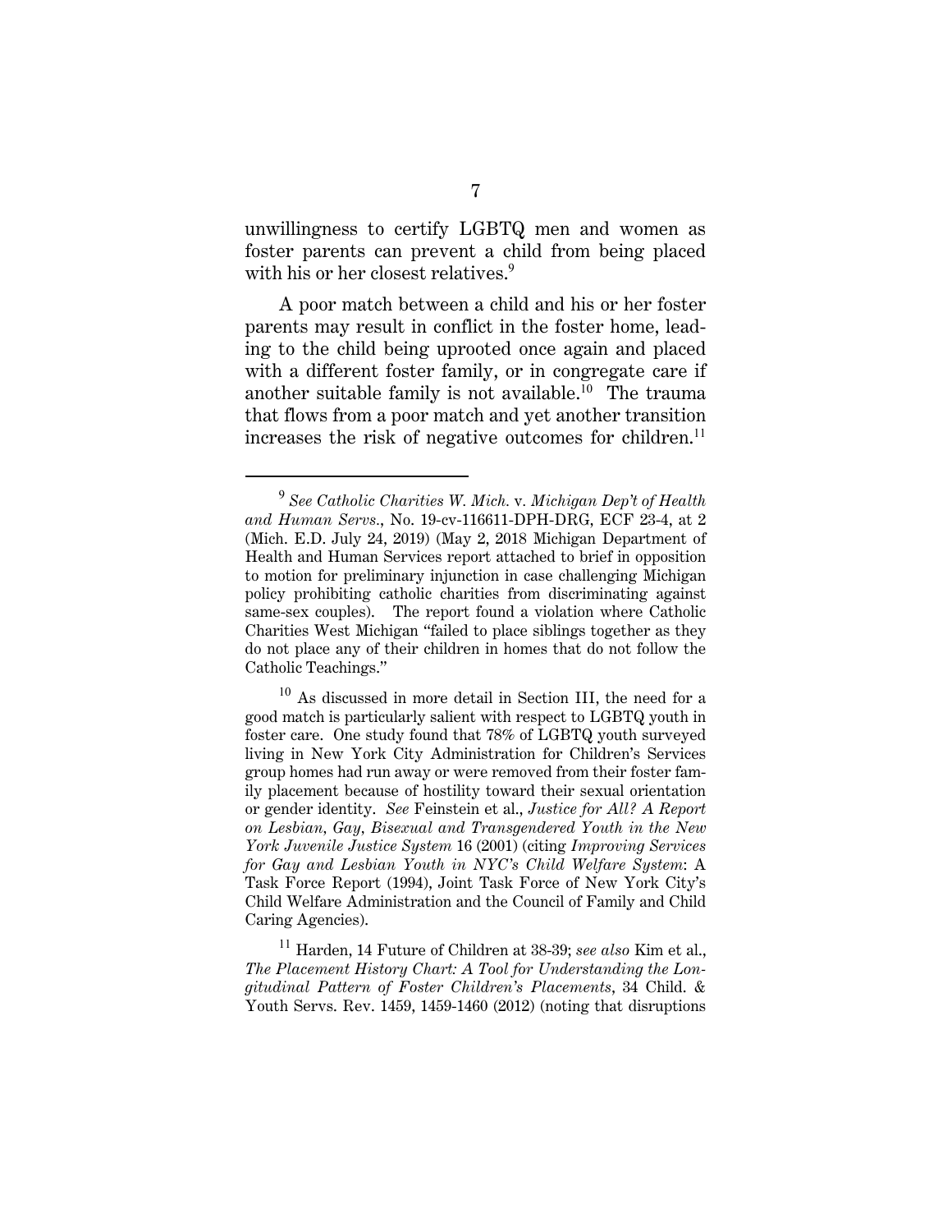unwillingness to certify LGBTQ men and women as foster parents can prevent a child from being placed with his or her closest relatives.[9]

A poor match between a child and his or her foster parents may result in conflict in the foster home, leading to the child being uprooted once again and placed with a different foster family, or in congregate care if another suitable family is not available.[10] The trauma that flows from a poor match and yet another transition increases the risk of negative outcomes for children.[11]

---

[9] *See Catholic Charities W. Mich.* v. *Michigan Dep't of Health and Human Servs.*, No. 19-cv-116611-DPH-DRG, ECF 23-4, at 2 (Mich. E.D. July 24, 2019) (May 2, 2018 Michigan Department of Health and Human Services report attached to brief in opposition to motion for preliminary injunction in case challenging Michigan policy prohibiting catholic charities from discriminating against same-sex couples). The report found a violation where Catholic Charities West Michigan "failed to place siblings together as they do not place any of their children in homes that do not follow the Catholic Teachings."

[10] As discussed in more detail in Section III, the need for a good match is particularly salient with respect to LGBTQ youth in foster care. One study found that 78% of LGBTQ youth surveyed living in New York City Administration for Children's Services group homes had run away or were removed from their foster family placement because of hostility toward their sexual orientation or gender identity. *See* Feinstein et al., *Justice for All? A Report on Lesbian, Gay, Bisexual and Transgendered Youth in the New York Juvenile Justice System* 16 (2001) (citing *Improving Services for Gay and Lesbian Youth in NYC's Child Welfare System*: A Task Force Report (1994), Joint Task Force of New York City's Child Welfare Administration and the Council of Family and Child Caring Agencies).

[11] Harden, 14 Future of Children at 38-39; *see also* Kim et al., *The Placement History Chart: A Tool for Understanding the Longitudinal Pattern of Foster Children's Placements*, 34 Child. & Youth Servs. Rev. 1459, 1459-1460 (2012) (noting that disruptions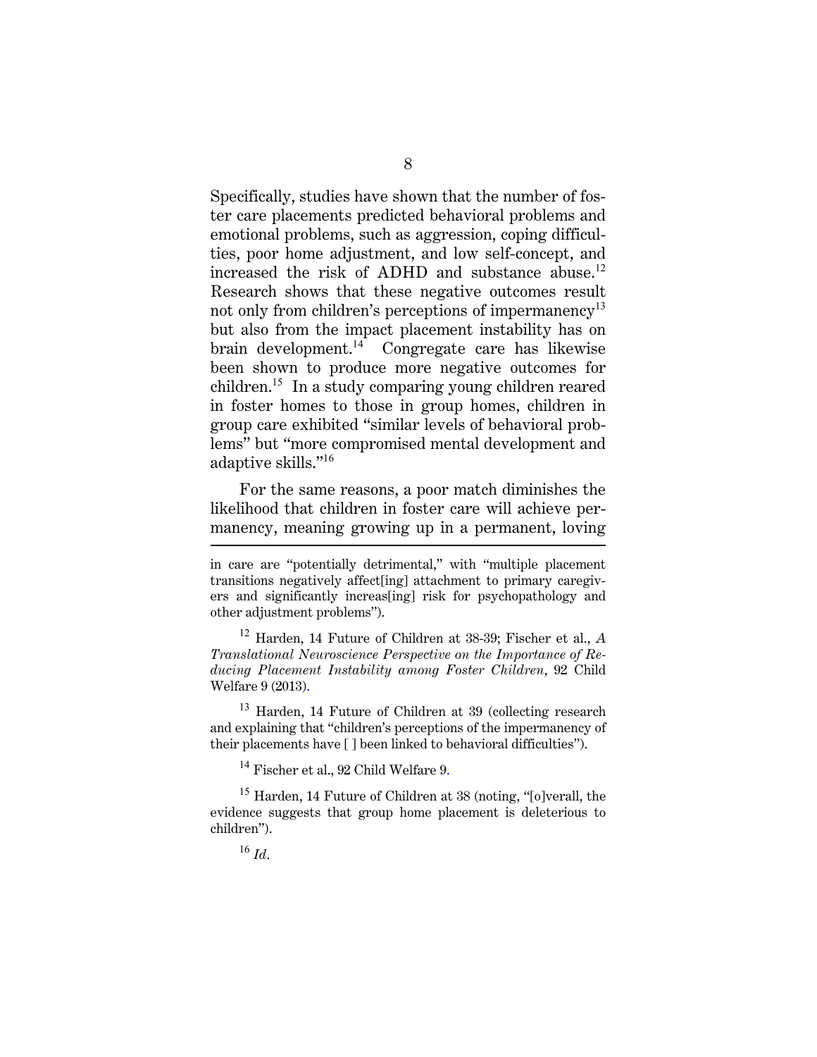Specifically, studies have shown that the number of foster care placements predicted behavioral problems and emotional problems, such as aggression, coping difficulties, poor home adjustment, and low self-concept, and increased the risk of ADHD and substance abuse.[12] Research shows that these negative outcomes result not only from children's perceptions of impermanency[13] but also from the impact placement instability has on brain development.[14] Congregate care has likewise been shown to produce more negative outcomes for children.[15] In a study comparing young children reared in foster homes to those in group homes, children in group care exhibited "similar levels of behavioral problems" but "more compromised mental development and adaptive skills."[16]

For the same reasons, a poor match diminishes the likelihood that children in foster care will achieve permanency, meaning growing up in a permanent, loving

---

in care are "potentially detrimental," with "multiple placement transitions negatively affect[ing] attachment to primary caregivers and significantly increas[ing] risk for psychopathology and other adjustment problems").

[12] Harden, 14 Future of Children at 38-39; Fischer et al., *A Translational Neuroscience Perspective on the Importance of Reducing Placement Instability among Foster Children*, 92 Child Welfare 9 (2013).

[13] Harden, 14 Future of Children at 39 (collecting research and explaining that "children's perceptions of the impermanency of their placements have [ ] been linked to behavioral difficulties").

[14] Fischer et al., 92 Child Welfare 9.

[15] Harden, 14 Future of Children at 38 (noting, "[o]verall, the evidence suggests that group home placement is deleterious to children").

[16] *Id*.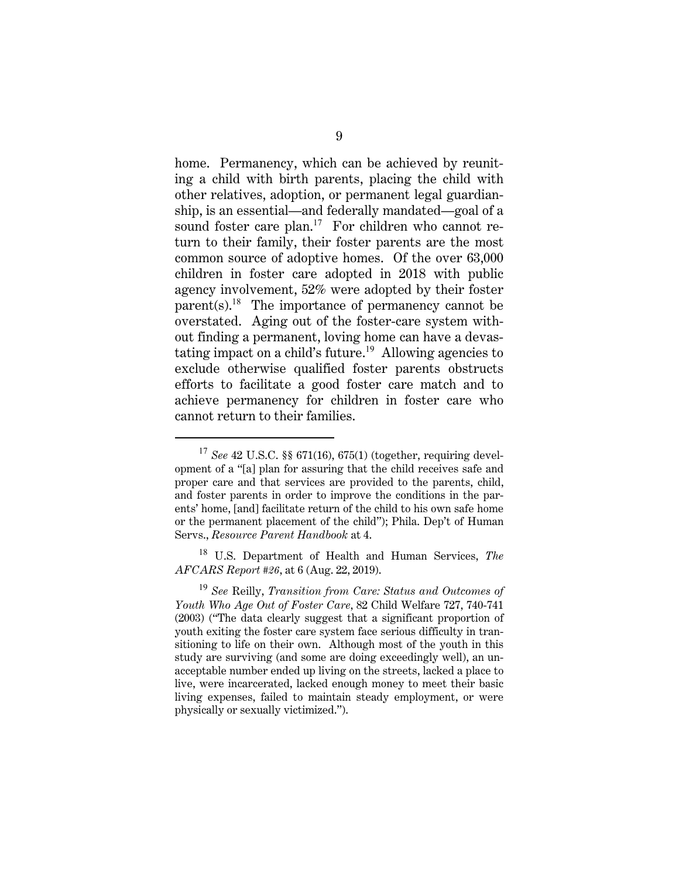home. Permanency, which can be achieved by reuniting a child with birth parents, placing the child with other relatives, adoption, or permanent legal guardianship, is an essential—and federally mandated—goal of a sound foster care plan.[17] For children who cannot return to their family, their foster parents are the most common source of adoptive homes. Of the over 63,000 children in foster care adopted in 2018 with public agency involvement, 52% were adopted by their foster parent(s).[18] The importance of permanency cannot be overstated. Aging out of the foster-care system without finding a permanent, loving home can have a devastating impact on a child's future.[19] Allowing agencies to exclude otherwise qualified foster parents obstructs efforts to facilitate a good foster care match and to achieve permanency for children in foster care who cannot return to their families.

---

[17] *See* 42 U.S.C. §§ 671(16), 675(1) (together, requiring development of a "[a] plan for assuring that the child receives safe and proper care and that services are provided to the parents, child, and foster parents in order to improve the conditions in the parents' home, [and] facilitate return of the child to his own safe home or the permanent placement of the child"); Phila. Dep't of Human Servs., *Resource Parent Handbook* at 4.

[18] U.S. Department of Health and Human Services, *The AFCARS Report #26*, at 6 (Aug. 22, 2019).

[19] *See* Reilly, *Transition from Care: Status and Outcomes of Youth Who Age Out of Foster Care*, 82 Child Welfare 727, 740-741 (2003) ("The data clearly suggest that a significant proportion of youth exiting the foster care system face serious difficulty in transitioning to life on their own. Although most of the youth in this study are surviving (and some are doing exceedingly well), an unacceptable number ended up living on the streets, lacked a place to live, were incarcerated, lacked enough money to meet their basic living expenses, failed to maintain steady employment, or were physically or sexually victimized.").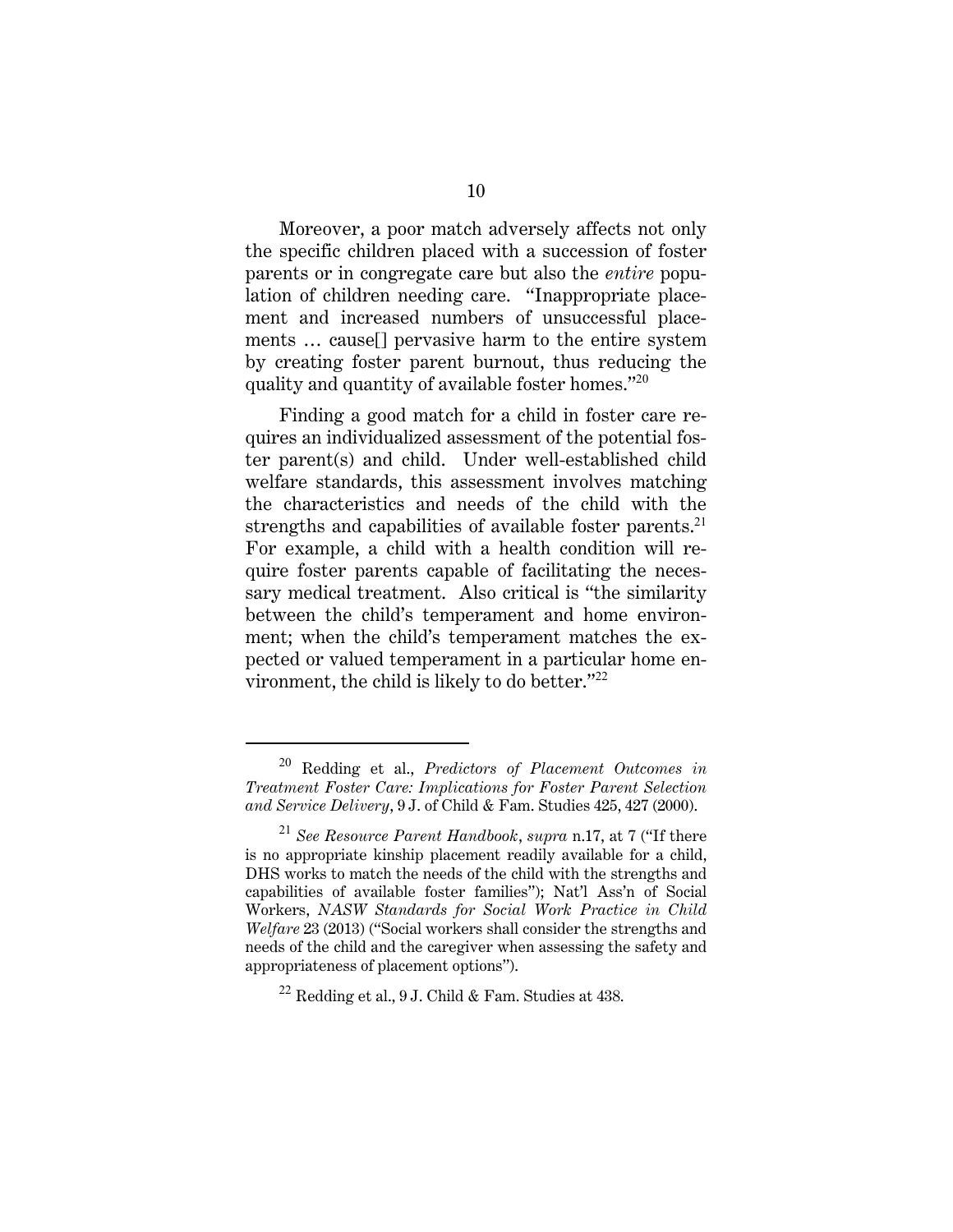Moreover, a poor match adversely affects not only the specific children placed with a succession of foster parents or in congregate care but also the *entire* population of children needing care. "Inappropriate placement and increased numbers of unsuccessful placements … cause[] pervasive harm to the entire system by creating foster parent burnout, thus reducing the quality and quantity of available foster homes."[20]

Finding a good match for a child in foster care requires an individualized assessment of the potential foster parent(s) and child. Under well-established child welfare standards, this assessment involves matching the characteristics and needs of the child with the strengths and capabilities of available foster parents.[21] For example, a child with a health condition will require foster parents capable of facilitating the necessary medical treatment. Also critical is "the similarity between the child's temperament and home environment; when the child's temperament matches the expected or valued temperament in a particular home environment, the child is likely to do better."[22]

---

[20] Redding et al., *Predictors of Placement Outcomes in Treatment Foster Care: Implications for Foster Parent Selection and Service Delivery*, 9 J. of Child & Fam. Studies 425, 427 (2000).

[21] *See Resource Parent Handbook*, *supra* n.17, at 7 ("If there is no appropriate kinship placement readily available for a child, DHS works to match the needs of the child with the strengths and capabilities of available foster families"); Nat'l Ass'n of Social Workers, *NASW Standards for Social Work Practice in Child Welfare* 23 (2013) ("Social workers shall consider the strengths and needs of the child and the caregiver when assessing the safety and appropriateness of placement options").

[22] Redding et al., 9 J. Child & Fam. Studies at 438.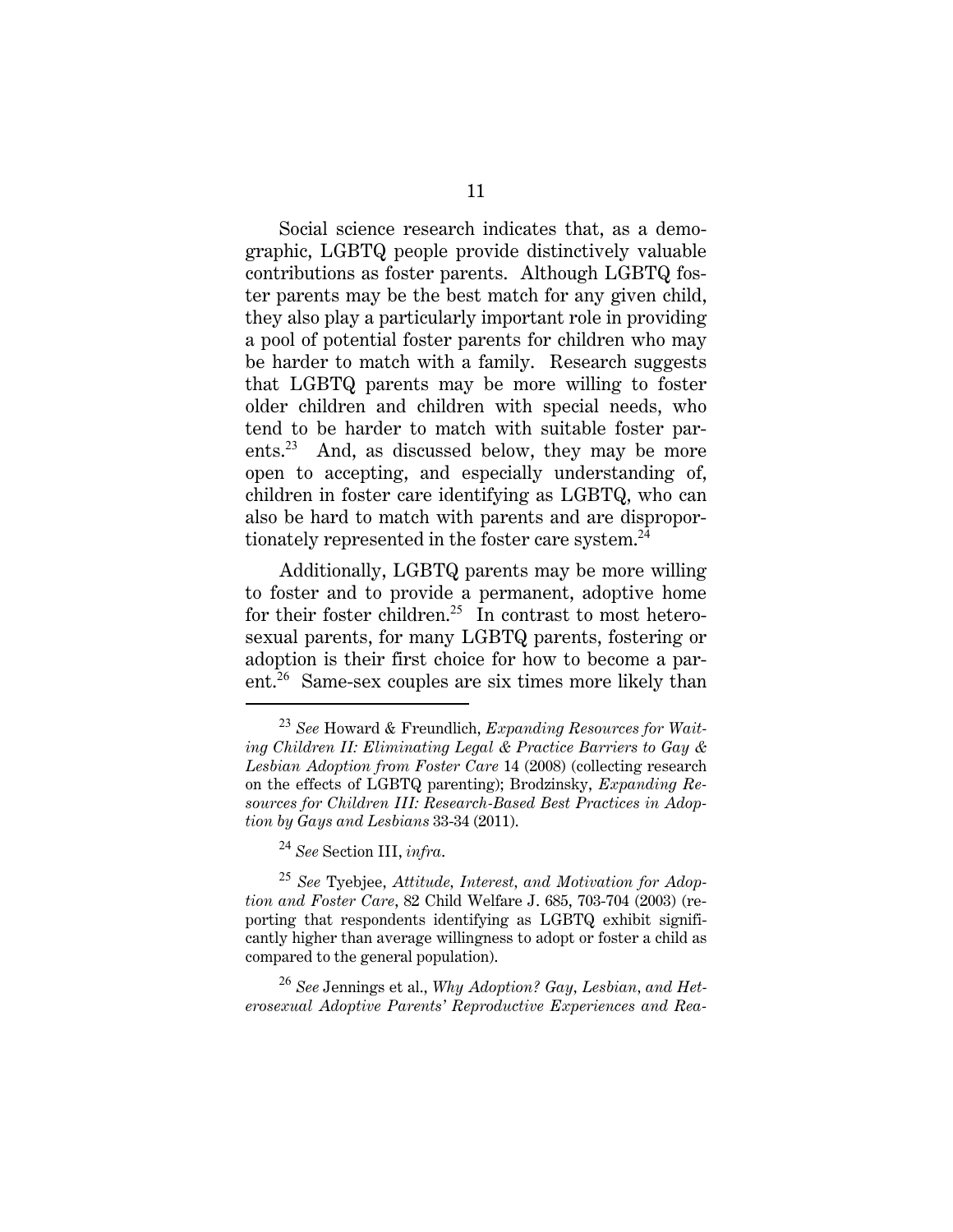Social science research indicates that, as a demographic, LGBTQ people provide distinctively valuable contributions as foster parents. Although LGBTQ foster parents may be the best match for any given child, they also play a particularly important role in providing a pool of potential foster parents for children who may be harder to match with a family. Research suggests that LGBTQ parents may be more willing to foster older children and children with special needs, who tend to be harder to match with suitable foster parents.[23] And, as discussed below, they may be more open to accepting, and especially understanding of, children in foster care identifying as LGBTQ, who can also be hard to match with parents and are disproportionately represented in the foster care system.[24]

Additionally, LGBTQ parents may be more willing to foster and to provide a permanent, adoptive home for their foster children.[25] In contrast to most heterosexual parents, for many LGBTQ parents, fostering or adoption is their first choice for how to become a parent.[26] Same-sex couples are six times more likely than

---

[23] *See* Howard & Freundlich, *Expanding Resources for Waiting Children II: Eliminating Legal & Practice Barriers to Gay & Lesbian Adoption from Foster Care* 14 (2008) (collecting research on the effects of LGBTQ parenting); Brodzinsky, *Expanding Resources for Children III: Research-Based Best Practices in Adoption by Gays and Lesbians* 33-34 (2011).

[24] *See* Section III, *infra*.

[25] *See* Tyebjee, *Attitude, Interest, and Motivation for Adoption and Foster Care*, 82 Child Welfare J. 685, 703-704 (2003) (reporting that respondents identifying as LGBTQ exhibit significantly higher than average willingness to adopt or foster a child as compared to the general population).

[26] *See* Jennings et al., *Why Adoption? Gay, Lesbian, and Heterosexual Adoptive Parents' Reproductive Experiences and Rea-*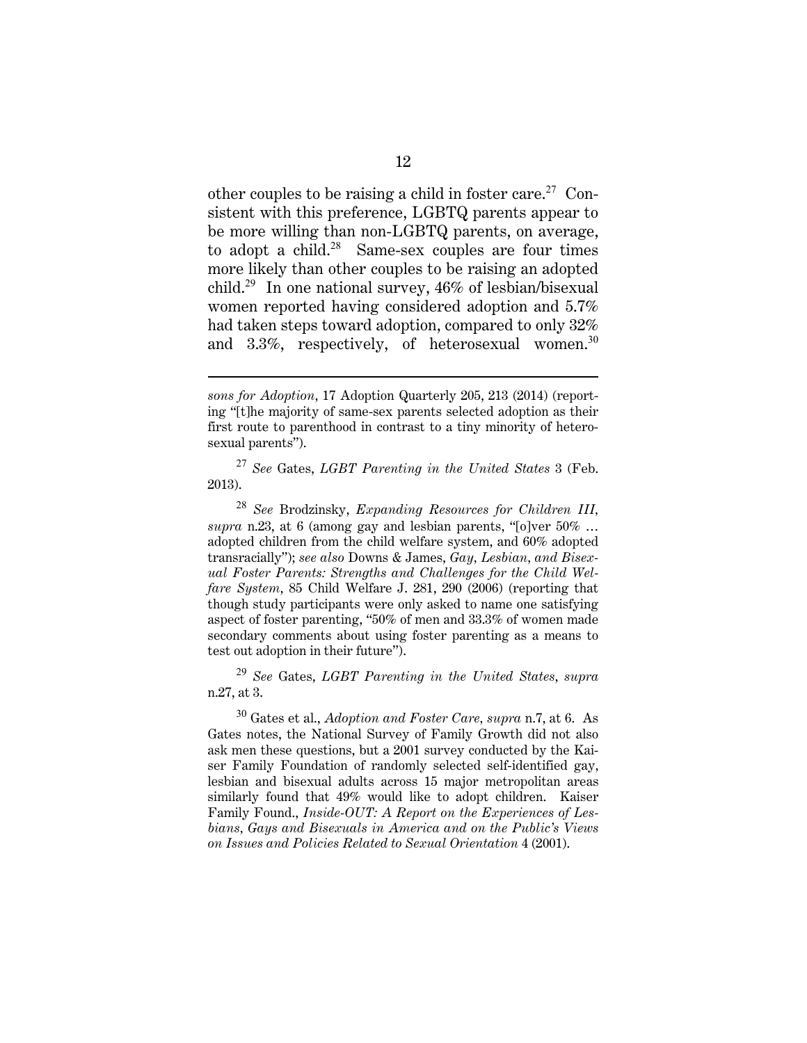other couples to be raising a child in foster care.[27] Consistent with this preference, LGBTQ parents appear to be more willing than non-LGBTQ parents, on average, to adopt a child.[28] Same-sex couples are four times more likely than other couples to be raising an adopted child.[29] In one national survey, 46% of lesbian/bisexual women reported having considered adoption and 5.7% had taken steps toward adoption, compared to only 32% and 3.3%, respectively, of heterosexual women.[30]

---

*sons for Adoption*, 17 Adoption Quarterly 205, 213 (2014) (reporting "[t]he majority of same-sex parents selected adoption as their first route to parenthood in contrast to a tiny minority of heterosexual parents").

[27] *See* Gates, *LGBT Parenting in the United States* 3 (Feb. 2013).

[28] *See* Brodzinsky, *Expanding Resources for Children III*, *supra* n.23, at 6 (among gay and lesbian parents, "[o]ver 50% … adopted children from the child welfare system, and 60% adopted transracially"); *see also* Downs & James, *Gay, Lesbian, and Bisexual Foster Parents: Strengths and Challenges for the Child Welfare System*, 85 Child Welfare J. 281, 290 (2006) (reporting that though study participants were only asked to name one satisfying aspect of foster parenting, "50% of men and 33.3% of women made secondary comments about using foster parenting as a means to test out adoption in their future").

[29] *See* Gates, *LGBT Parenting in the United States*, *supra* n.27, at 3.

[30] Gates et al., *Adoption and Foster Care*, *supra* n.7, at 6. As Gates notes, the National Survey of Family Growth did not also ask men these questions, but a 2001 survey conducted by the Kaiser Family Foundation of randomly selected self-identified gay, lesbian and bisexual adults across 15 major metropolitan areas similarly found that 49% would like to adopt children. Kaiser Family Found., *Inside-OUT: A Report on the Experiences of Lesbians, Gays and Bisexuals in America and on the Public's Views on Issues and Policies Related to Sexual Orientation* 4 (2001).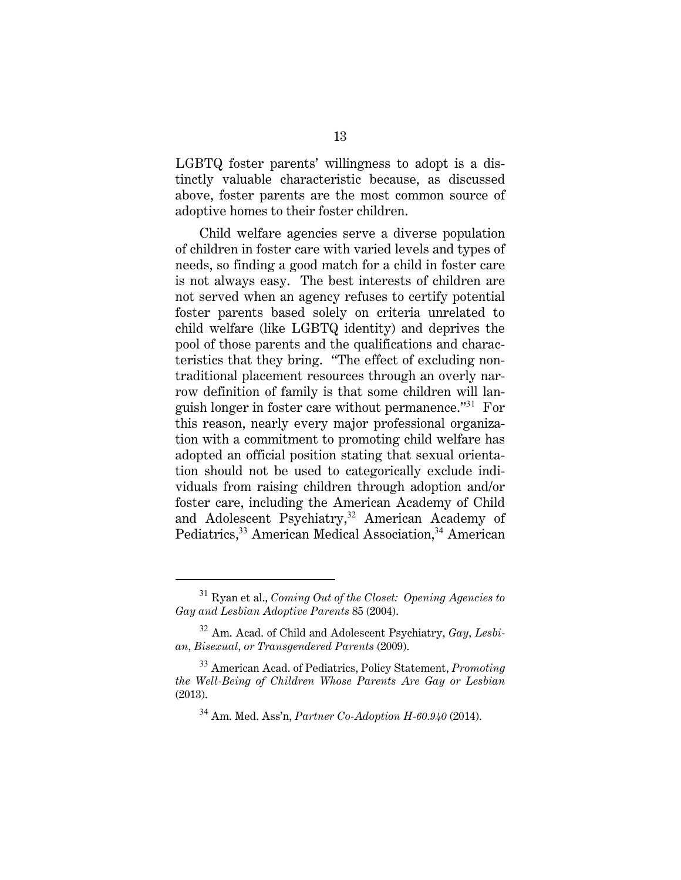LGBTQ foster parents' willingness to adopt is a distinctly valuable characteristic because, as discussed above, foster parents are the most common source of adoptive homes to their foster children.

Child welfare agencies serve a diverse population of children in foster care with varied levels and types of needs, so finding a good match for a child in foster care is not always easy. The best interests of children are not served when an agency refuses to certify potential foster parents based solely on criteria unrelated to child welfare (like LGBTQ identity) and deprives the pool of those parents and the qualifications and characteristics that they bring. "The effect of excluding nontraditional placement resources through an overly narrow definition of family is that some children will languish longer in foster care without permanence."[31] For this reason, nearly every major professional organization with a commitment to promoting child welfare has adopted an official position stating that sexual orientation should not be used to categorically exclude individuals from raising children through adoption and/or foster care, including the American Academy of Child and Adolescent Psychiatry,[32] American Academy of Pediatrics,[33] American Medical Association,[34] American

---

[31] Ryan et al., *Coming Out of the Closet: Opening Agencies to Gay and Lesbian Adoptive Parents* 85 (2004).

[32] Am. Acad. of Child and Adolescent Psychiatry, *Gay, Lesbian, Bisexual, or Transgendered Parents* (2009).

[33] American Acad. of Pediatrics, Policy Statement, *Promoting the Well-Being of Children Whose Parents Are Gay or Lesbian* (2013).

[34] Am. Med. Ass'n, *Partner Co-Adoption H-60.940* (2014).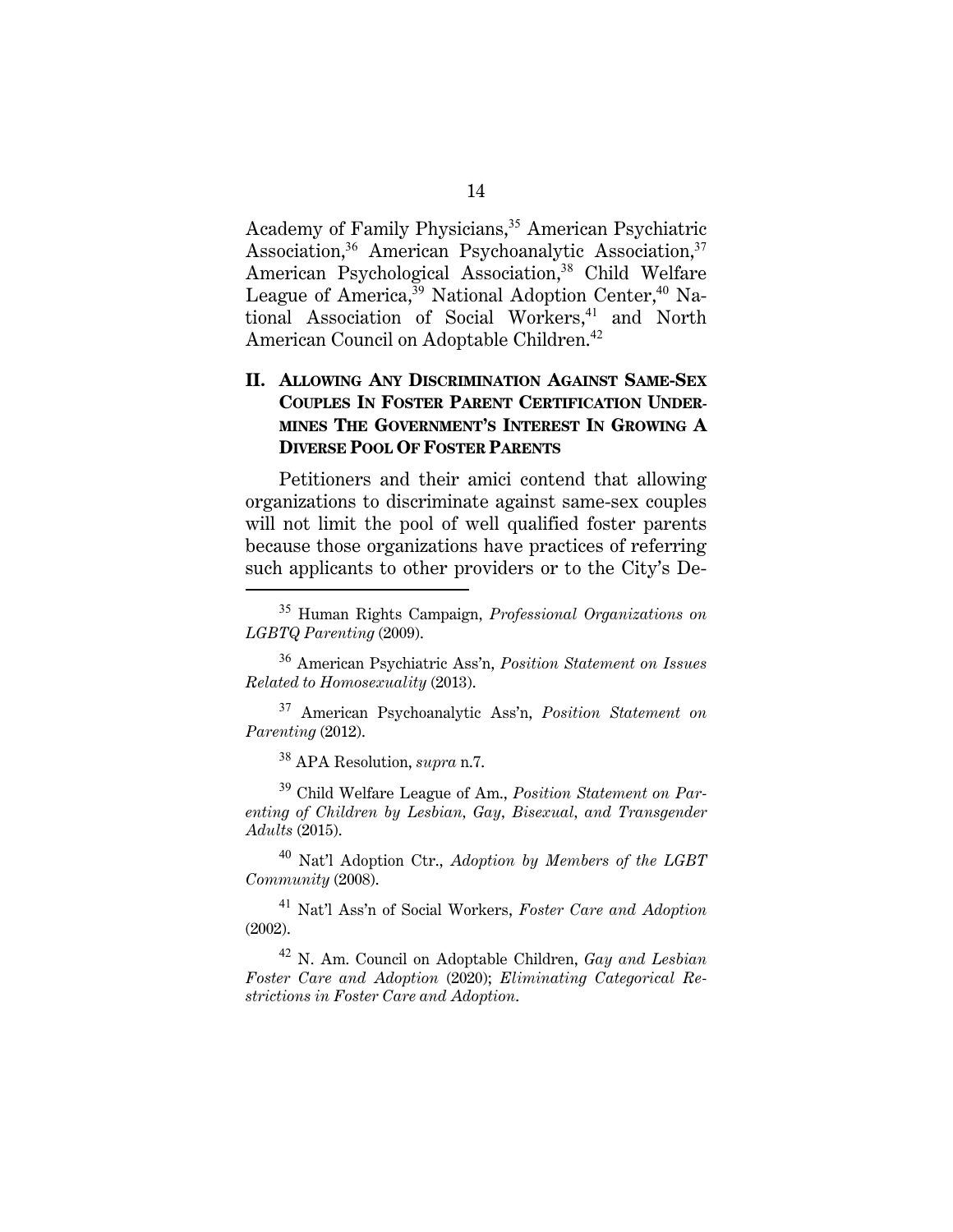Academy of Family Physicians,[35] American Psychiatric Association,[36] American Psychoanalytic Association,[37] American Psychological Association,[38] Child Welfare League of America,[39] National Adoption Center,[40] National Association of Social Workers,[41] and North American Council on Adoptable Children.[42]

## II. ALLOWING ANY DISCRIMINATION AGAINST SAME-SEX COUPLES IN FOSTER PARENT CERTIFICATION UNDERMINES THE GOVERNMENT'S INTEREST IN GROWING A DIVERSE POOL OF FOSTER PARENTS

Petitioners and their amici contend that allowing organizations to discriminate against same-sex couples will not limit the pool of well qualified foster parents because those organizations have practices of referring such applicants to other providers or to the City's De-

---

[35] Human Rights Campaign, *Professional Organizations on LGBTQ Parenting* (2009).

[36] American Psychiatric Ass'n, *Position Statement on Issues Related to Homosexuality* (2013).

[37] American Psychoanalytic Ass'n, *Position Statement on Parenting* (2012).

[38] APA Resolution, *supra* n.7.

[39] Child Welfare League of Am., *Position Statement on Parenting of Children by Lesbian, Gay, Bisexual, and Transgender Adults* (2015).

[40] Nat'l Adoption Ctr., *Adoption by Members of the LGBT Community* (2008).

[41] Nat'l Ass'n of Social Workers, *Foster Care and Adoption* (2002).

[42] N. Am. Council on Adoptable Children, *Gay and Lesbian Foster Care and Adoption* (2020); *Eliminating Categorical Restrictions in Foster Care and Adoption*.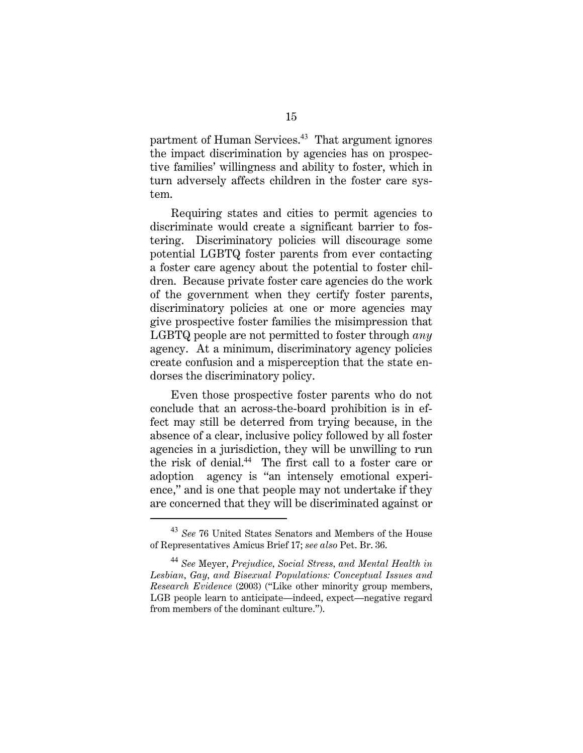partment of Human Services.[43] That argument ignores the impact discrimination by agencies has on prospective families' willingness and ability to foster, which in turn adversely affects children in the foster care system.

Requiring states and cities to permit agencies to discriminate would create a significant barrier to fostering. Discriminatory policies will discourage some potential LGBTQ foster parents from ever contacting a foster care agency about the potential to foster children. Because private foster care agencies do the work of the government when they certify foster parents, discriminatory policies at one or more agencies may give prospective foster families the misimpression that LGBTQ people are not permitted to foster through *any* agency. At a minimum, discriminatory agency policies create confusion and a misperception that the state endorses the discriminatory policy.

Even those prospective foster parents who do not conclude that an across-the-board prohibition is in effect may still be deterred from trying because, in the absence of a clear, inclusive policy followed by all foster agencies in a jurisdiction, they will be unwilling to run the risk of denial.[44] The first call to a foster care or adoption agency is "an intensely emotional experience," and is one that people may not undertake if they are concerned that they will be discriminated against or

---

[43] *See* 76 United States Senators and Members of the House of Representatives Amicus Brief 17; *see also* Pet. Br. 36.

[44] *See* Meyer, *Prejudice, Social Stress, and Mental Health in Lesbian, Gay, and Bisexual Populations: Conceptual Issues and Research Evidence* (2003) ("Like other minority group members, LGB people learn to anticipate—indeed, expect—negative regard from members of the dominant culture.").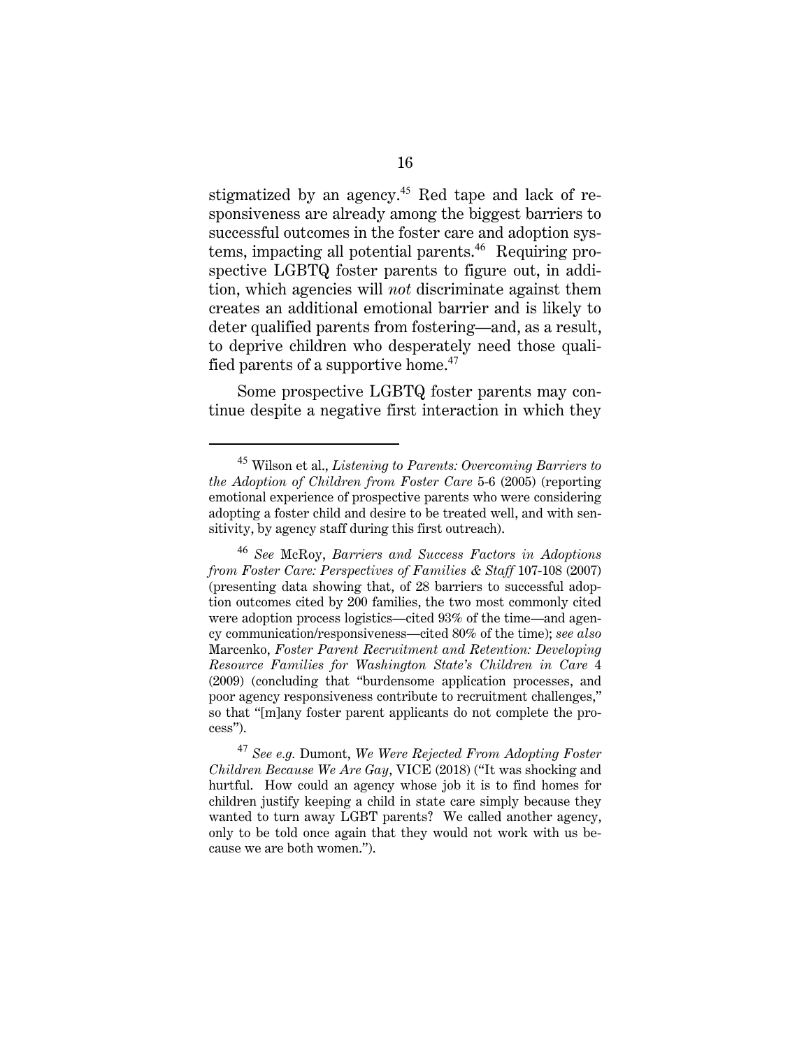stigmatized by an agency.[45] Red tape and lack of responsiveness are already among the biggest barriers to successful outcomes in the foster care and adoption systems, impacting all potential parents.[46] Requiring prospective LGBTQ foster parents to figure out, in addition, which agencies will *not* discriminate against them creates an additional emotional barrier and is likely to deter qualified parents from fostering—and, as a result, to deprive children who desperately need those qualified parents of a supportive home.[47]

Some prospective LGBTQ foster parents may continue despite a negative first interaction in which they

---

[45] Wilson et al., *Listening to Parents: Overcoming Barriers to the Adoption of Children from Foster Care* 5-6 (2005) (reporting emotional experience of prospective parents who were considering adopting a foster child and desire to be treated well, and with sensitivity, by agency staff during this first outreach).

[46] *See* McRoy, *Barriers and Success Factors in Adoptions from Foster Care: Perspectives of Families & Staff* 107-108 (2007) (presenting data showing that, of 28 barriers to successful adoption outcomes cited by 200 families, the two most commonly cited were adoption process logistics—cited 93% of the time—and agency communication/responsiveness—cited 80% of the time); *see also* Marcenko, *Foster Parent Recruitment and Retention: Developing Resource Families for Washington State's Children in Care* 4 (2009) (concluding that "burdensome application processes, and poor agency responsiveness contribute to recruitment challenges," so that "[m]any foster parent applicants do not complete the process").

[47] *See e.g.* Dumont, *We Were Rejected From Adopting Foster Children Because We Are Gay*, VICE (2018) ("It was shocking and hurtful. How could an agency whose job it is to find homes for children justify keeping a child in state care simply because they wanted to turn away LGBT parents? We called another agency, only to be told once again that they would not work with us because we are both women.").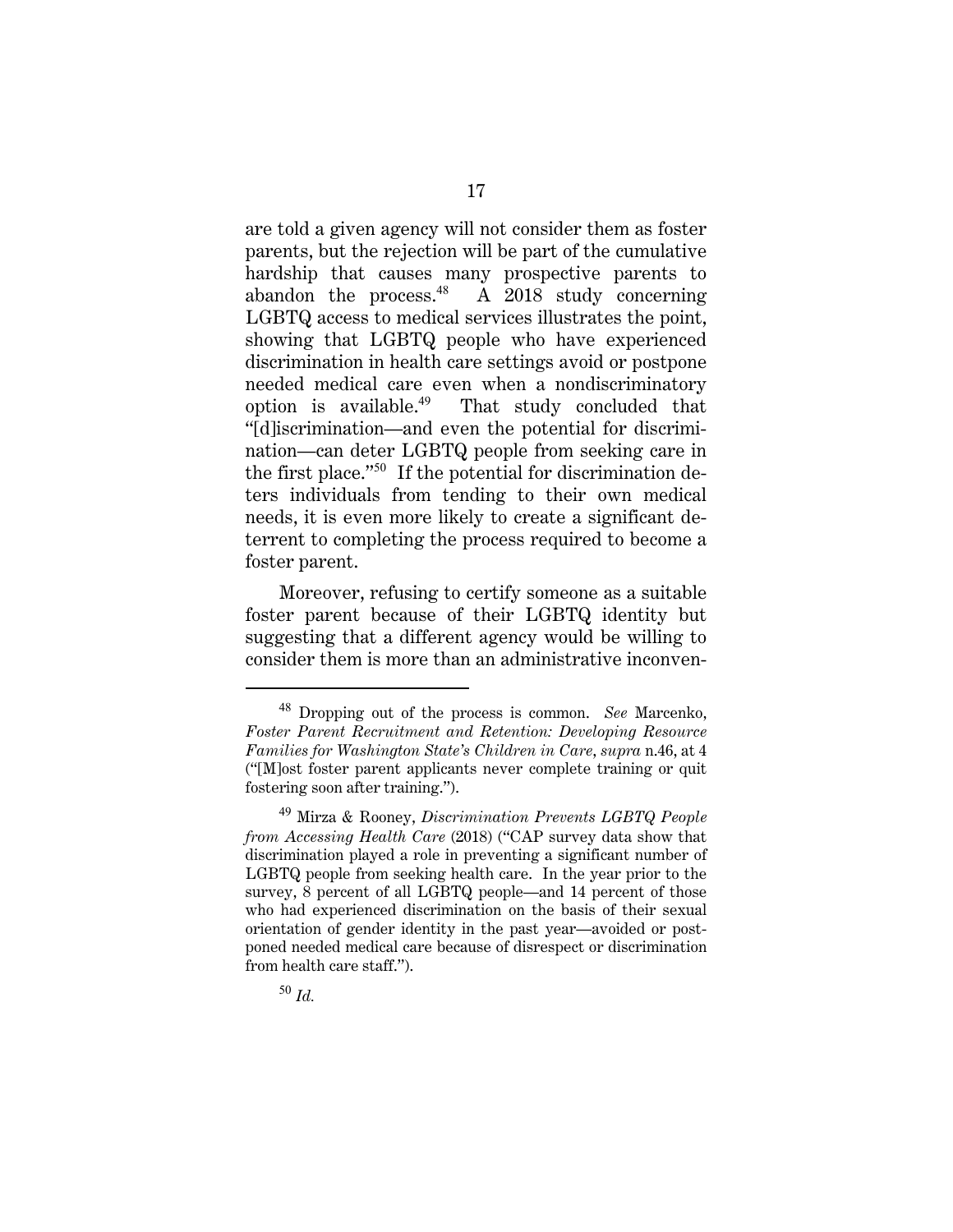are told a given agency will not consider them as foster parents, but the rejection will be part of the cumulative hardship that causes many prospective parents to abandon the process.[48] A 2018 study concerning LGBTQ access to medical services illustrates the point, showing that LGBTQ people who have experienced discrimination in health care settings avoid or postpone needed medical care even when a nondiscriminatory option is available.[49] That study concluded that "[d]iscrimination—and even the potential for discrimination—can deter LGBTQ people from seeking care in the first place."[50] If the potential for discrimination deters individuals from tending to their own medical needs, it is even more likely to create a significant deterrent to completing the process required to become a foster parent.

Moreover, refusing to certify someone as a suitable foster parent because of their LGBTQ identity but suggesting that a different agency would be willing to consider them is more than an administrative inconven-

---

[48] Dropping out of the process is common. *See* Marcenko, *Foster Parent Recruitment and Retention: Developing Resource Families for Washington State's Children in Care*, *supra* n.46, at 4 ("[M]ost foster parent applicants never complete training or quit fostering soon after training.").

[49] Mirza & Rooney, *Discrimination Prevents LGBTQ People from Accessing Health Care* (2018) ("CAP survey data show that discrimination played a role in preventing a significant number of LGBTQ people from seeking health care. In the year prior to the survey, 8 percent of all LGBTQ people—and 14 percent of those who had experienced discrimination on the basis of their sexual orientation of gender identity in the past year—avoided or postponed needed medical care because of disrespect or discrimination from health care staff.").

[50] *Id.*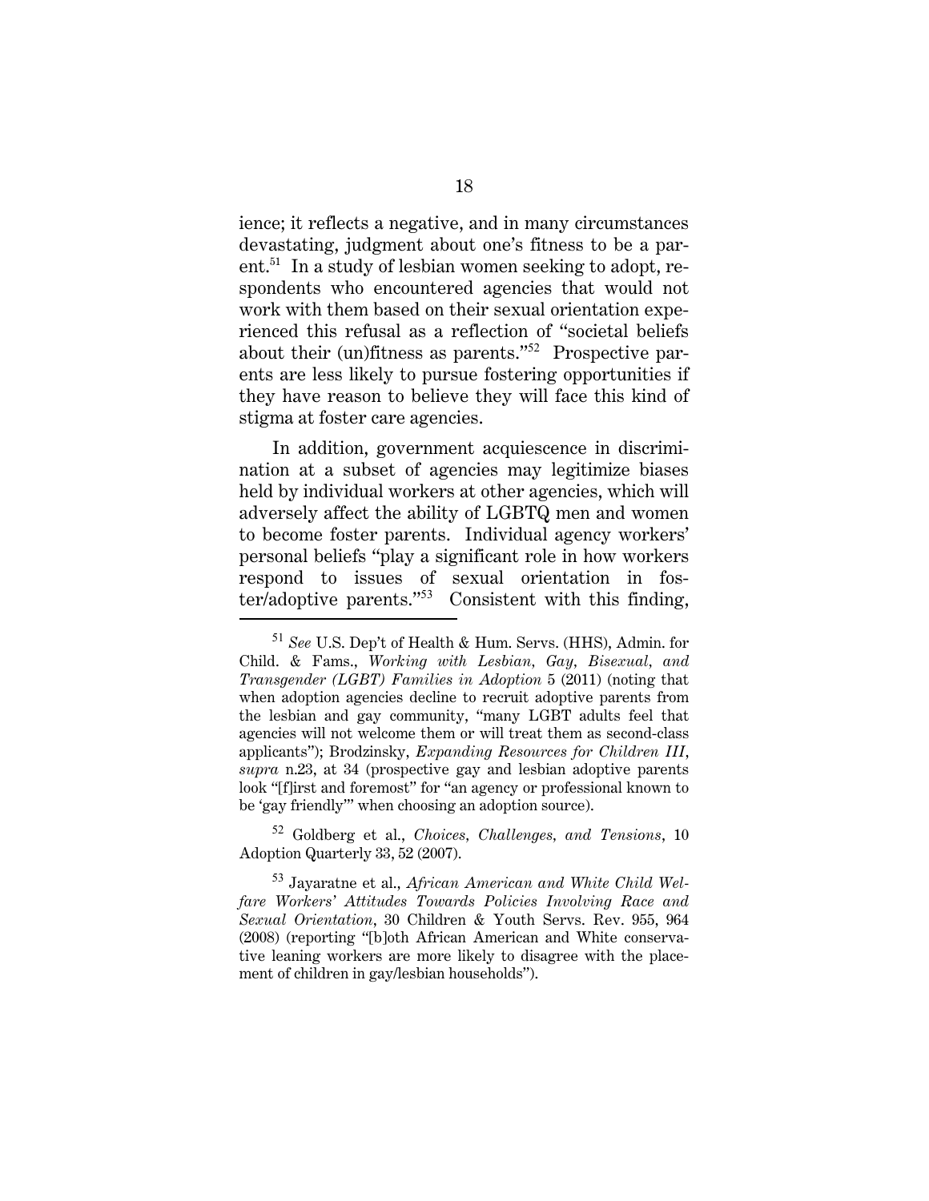ience; it reflects a negative, and in many circumstances devastating, judgment about one's fitness to be a parent.[51] In a study of lesbian women seeking to adopt, respondents who encountered agencies that would not work with them based on their sexual orientation experienced this refusal as a reflection of "societal beliefs about their (un)fitness as parents."[52] Prospective parents are less likely to pursue fostering opportunities if they have reason to believe they will face this kind of stigma at foster care agencies.

In addition, government acquiescence in discrimination at a subset of agencies may legitimize biases held by individual workers at other agencies, which will adversely affect the ability of LGBTQ men and women to become foster parents. Individual agency workers' personal beliefs "play a significant role in how workers respond to issues of sexual orientation in foster/adoptive parents."[53] Consistent with this finding,

---

[51] *See* U.S. Dep't of Health & Hum. Servs. (HHS), Admin. for Child. & Fams., *Working with Lesbian, Gay, Bisexual, and Transgender (LGBT) Families in Adoption* 5 (2011) (noting that when adoption agencies decline to recruit adoptive parents from the lesbian and gay community, "many LGBT adults feel that agencies will not welcome them or will treat them as second-class applicants"); Brodzinsky, *Expanding Resources for Children III*, *supra* n.23, at 34 (prospective gay and lesbian adoptive parents look "[f]irst and foremost" for "an agency or professional known to be 'gay friendly'" when choosing an adoption source).

[52] Goldberg et al., *Choices, Challenges, and Tensions*, 10 Adoption Quarterly 33, 52 (2007).

[53] Jayaratne et al., *African American and White Child Welfare Workers' Attitudes Towards Policies Involving Race and Sexual Orientation*, 30 Children & Youth Servs. Rev. 955, 964 (2008) (reporting "[b]oth African American and White conservative leaning workers are more likely to disagree with the placement of children in gay/lesbian households").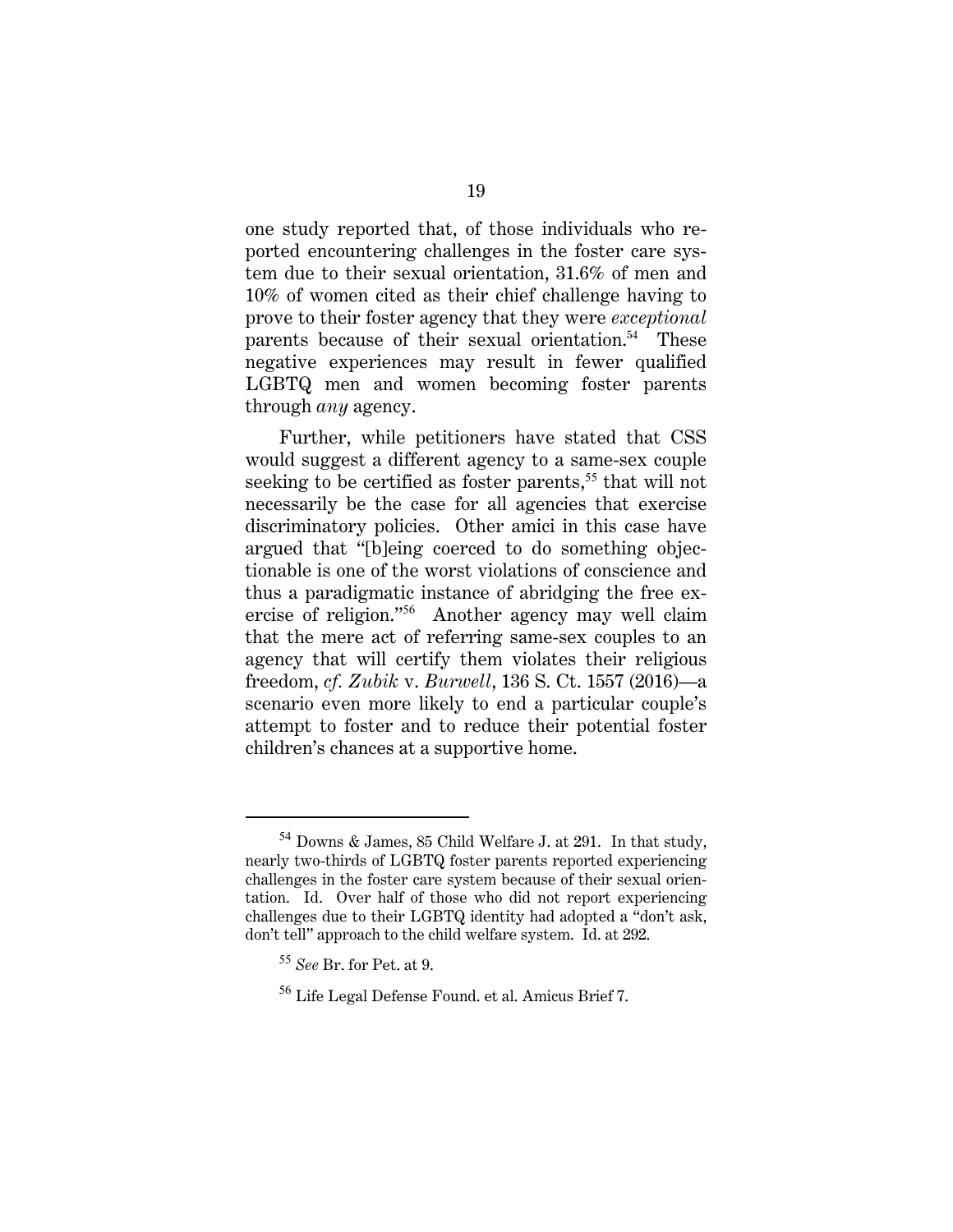one study reported that, of those individuals who reported encountering challenges in the foster care system due to their sexual orientation, 31.6% of men and 10% of women cited as their chief challenge having to prove to their foster agency that they were *exceptional* parents because of their sexual orientation.[54] These negative experiences may result in fewer qualified LGBTQ men and women becoming foster parents through *any* agency.

Further, while petitioners have stated that CSS would suggest a different agency to a same-sex couple seeking to be certified as foster parents,[55] that will not necessarily be the case for all agencies that exercise discriminatory policies. Other amici in this case have argued that "[b]eing coerced to do something objectionable is one of the worst violations of conscience and thus a paradigmatic instance of abridging the free exercise of religion."[56] Another agency may well claim that the mere act of referring same-sex couples to an agency that will certify them violates their religious freedom, *cf. Zubik* v. *Burwell*, 136 S. Ct. 1557 (2016)—a scenario even more likely to end a particular couple's attempt to foster and to reduce their potential foster children's chances at a supportive home.

---

[54] Downs & James, 85 Child Welfare J. at 291. In that study, nearly two-thirds of LGBTQ foster parents reported experiencing challenges in the foster care system because of their sexual orientation. Id. Over half of those who did not report experiencing challenges due to their LGBTQ identity had adopted a "don't ask, don't tell" approach to the child welfare system. Id. at 292.

[55] *See* Br. for Pet. at 9.

[56] Life Legal Defense Found. et al. Amicus Brief 7.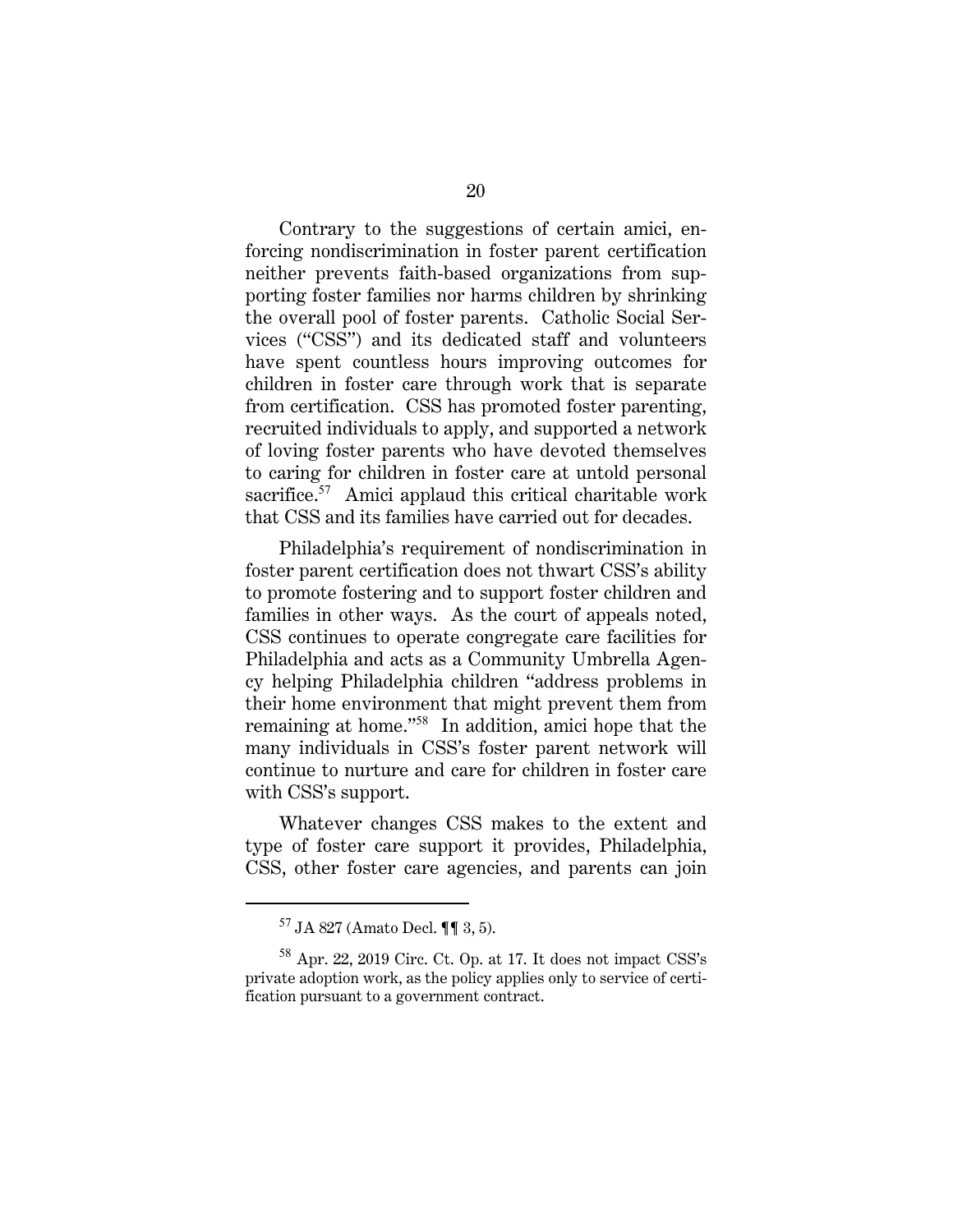Contrary to the suggestions of certain amici, enforcing nondiscrimination in foster parent certification neither prevents faith-based organizations from supporting foster families nor harms children by shrinking the overall pool of foster parents. Catholic Social Services ("CSS") and its dedicated staff and volunteers have spent countless hours improving outcomes for children in foster care through work that is separate from certification. CSS has promoted foster parenting, recruited individuals to apply, and supported a network of loving foster parents who have devoted themselves to caring for children in foster care at untold personal sacrifice.[57] Amici applaud this critical charitable work that CSS and its families have carried out for decades.

Philadelphia's requirement of nondiscrimination in foster parent certification does not thwart CSS's ability to promote fostering and to support foster children and families in other ways. As the court of appeals noted, CSS continues to operate congregate care facilities for Philadelphia and acts as a Community Umbrella Agency helping Philadelphia children "address problems in their home environment that might prevent them from remaining at home."[58] In addition, amici hope that the many individuals in CSS's foster parent network will continue to nurture and care for children in foster care with CSS's support.

Whatever changes CSS makes to the extent and type of foster care support it provides, Philadelphia, CSS, other foster care agencies, and parents can join

---

[57] JA 827 (Amato Decl. ¶¶ 3, 5).

[58] Apr. 22, 2019 Circ. Ct. Op. at 17. It does not impact CSS's private adoption work, as the policy applies only to service of certification pursuant to a government contract.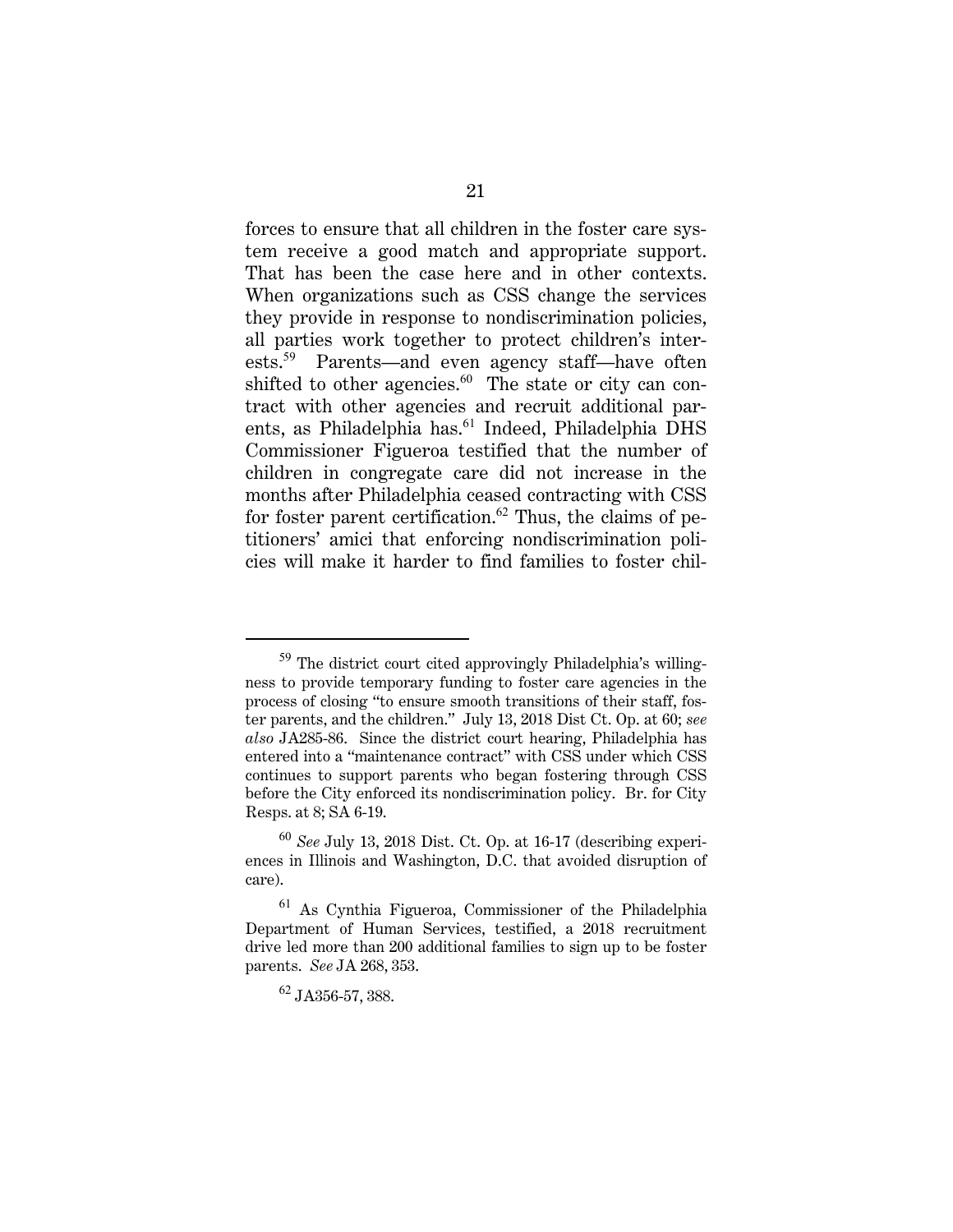forces to ensure that all children in the foster care system receive a good match and appropriate support. That has been the case here and in other contexts. When organizations such as CSS change the services they provide in response to nondiscrimination policies, all parties work together to protect children's interests.[59] Parents—and even agency staff—have often shifted to other agencies.[60] The state or city can contract with other agencies and recruit additional parents, as Philadelphia has.[61] Indeed, Philadelphia DHS Commissioner Figueroa testified that the number of children in congregate care did not increase in the months after Philadelphia ceased contracting with CSS for foster parent certification.[62] Thus, the claims of petitioners' amici that enforcing nondiscrimination policies will make it harder to find families to foster chil-

---

[59] The district court cited approvingly Philadelphia's willingness to provide temporary funding to foster care agencies in the process of closing "to ensure smooth transitions of their staff, foster parents, and the children." July 13, 2018 Dist Ct. Op. at 60; *see also* JA285-86. Since the district court hearing, Philadelphia has entered into a "maintenance contract" with CSS under which CSS continues to support parents who began fostering through CSS before the City enforced its nondiscrimination policy. Br. for City Resps. at 8; SA 6-19.

[60] *See* July 13, 2018 Dist. Ct. Op. at 16-17 (describing experiences in Illinois and Washington, D.C. that avoided disruption of care).

[61] As Cynthia Figueroa, Commissioner of the Philadelphia Department of Human Services, testified, a 2018 recruitment drive led more than 200 additional families to sign up to be foster parents. *See* JA 268, 353.

[62] JA356-57, 388.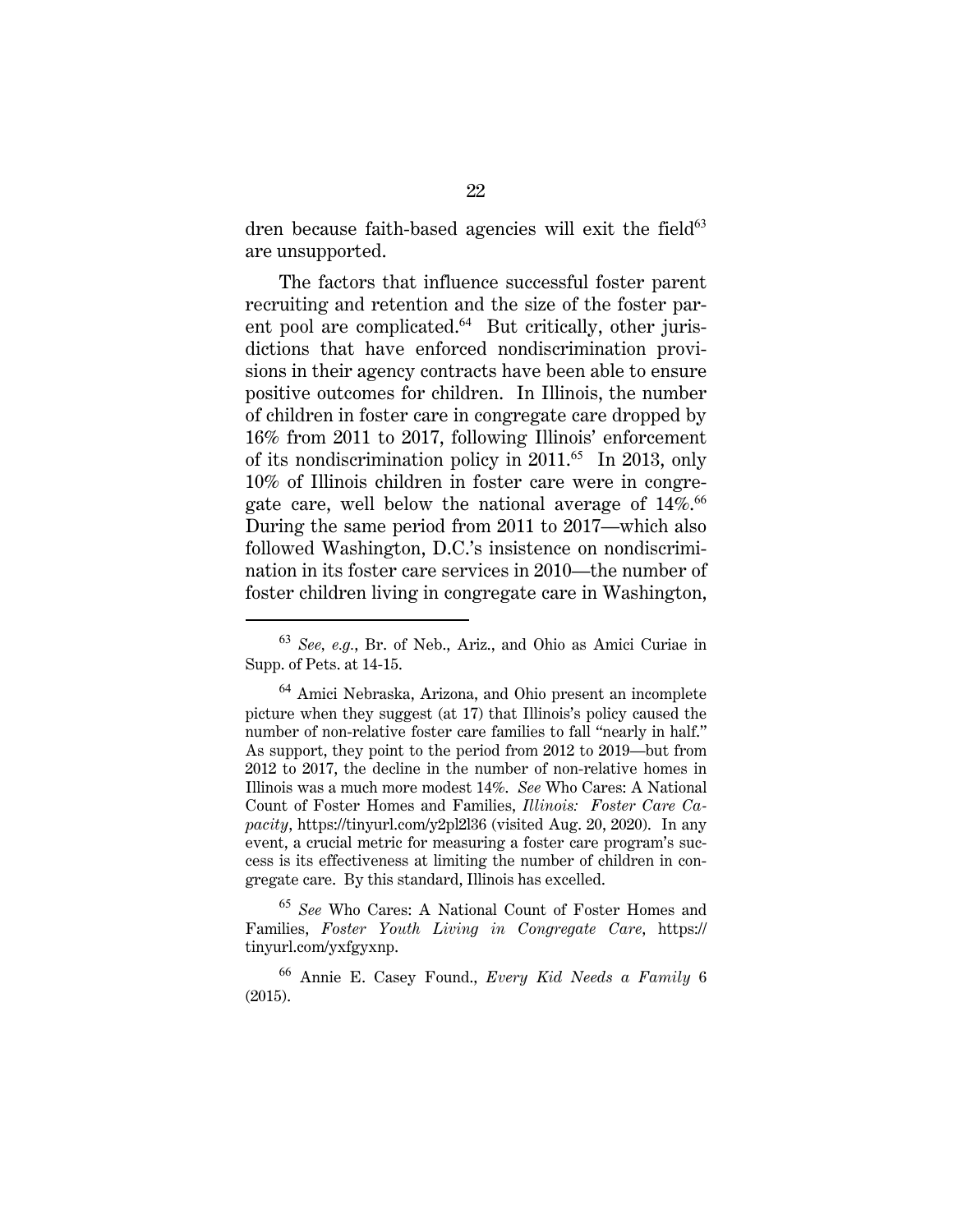dren because faith-based agencies will exit the field[63] are unsupported.

The factors that influence successful foster parent recruiting and retention and the size of the foster parent pool are complicated.[64] But critically, other jurisdictions that have enforced nondiscrimination provisions in their agency contracts have been able to ensure positive outcomes for children. In Illinois, the number of children in foster care in congregate care dropped by 16% from 2011 to 2017, following Illinois' enforcement of its nondiscrimination policy in 2011.[65] In 2013, only 10% of Illinois children in foster care were in congregate care, well below the national average of 14%.[66] During the same period from 2011 to 2017—which also followed Washington, D.C.'s insistence on nondiscrimination in its foster care services in 2010—the number of foster children living in congregate care in Washington,

---

[63] *See, e.g.*, Br. of Neb., Ariz., and Ohio as Amici Curiae in Supp. of Pets. at 14-15.

[64] Amici Nebraska, Arizona, and Ohio present an incomplete picture when they suggest (at 17) that Illinois's policy caused the number of non-relative foster care families to fall "nearly in half." As support, they point to the period from 2012 to 2019—but from 2012 to 2017, the decline in the number of non-relative homes in Illinois was a much more modest 14%. *See* Who Cares: A National Count of Foster Homes and Families, *Illinois: Foster Care Capacity*, https://tinyurl.com/y2pl2l36 (visited Aug. 20, 2020). In any event, a crucial metric for measuring a foster care program's success is its effectiveness at limiting the number of children in congregate care. By this standard, Illinois has excelled.

[65] *See* Who Cares: A National Count of Foster Homes and Families, *Foster Youth Living in Congregate Care*, https://tinyurl.com/yxfgyxnp.

[66] Annie E. Casey Found., *Every Kid Needs a Family* 6 (2015).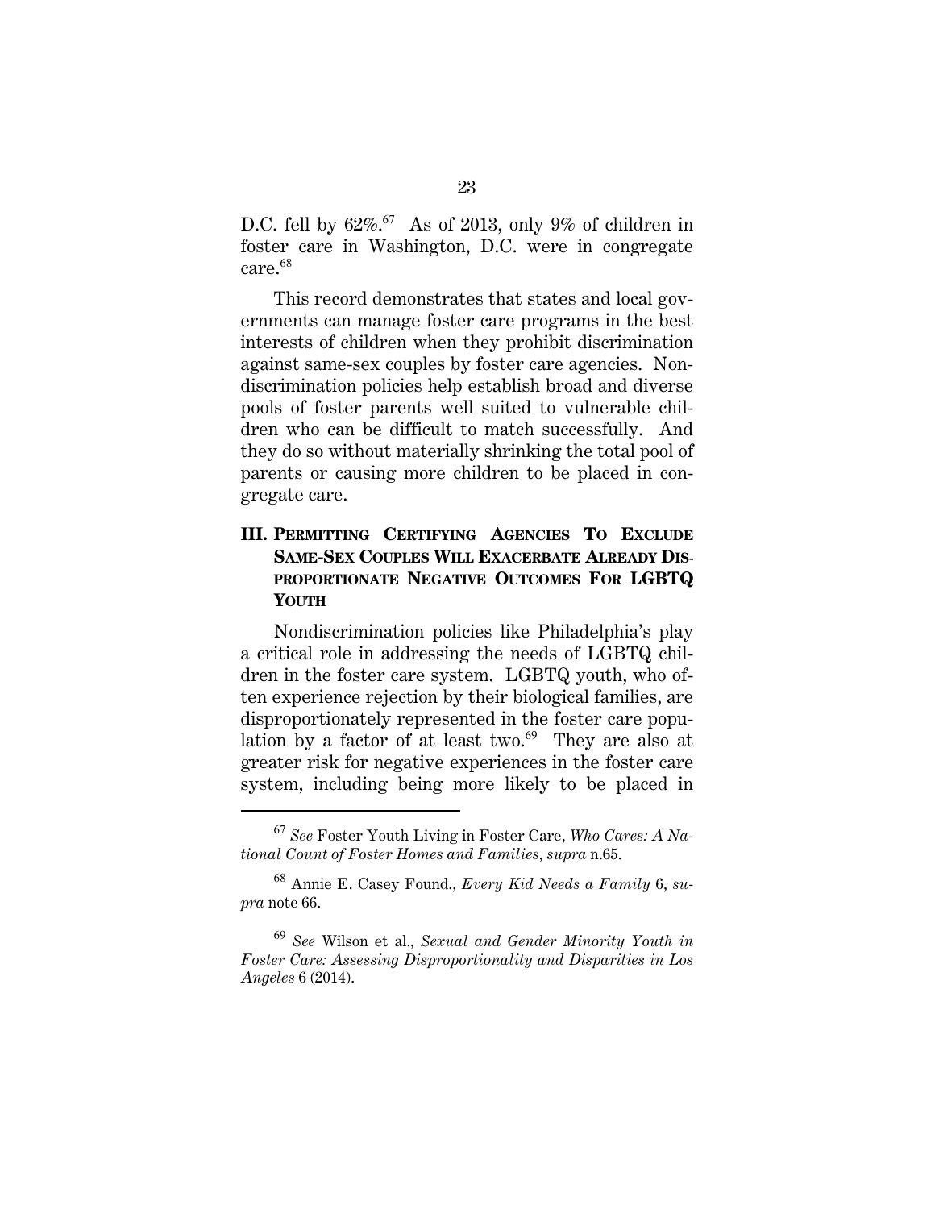D.C. fell by 62%.[67] As of 2013, only 9% of children in foster care in Washington, D.C. were in congregate care.[68]

This record demonstrates that states and local governments can manage foster care programs in the best interests of children when they prohibit discrimination against same-sex couples by foster care agencies. Nondiscrimination policies help establish broad and diverse pools of foster parents well suited to vulnerable children who can be difficult to match successfully. And they do so without materially shrinking the total pool of parents or causing more children to be placed in congregate care.

## III. PERMITTING CERTIFYING AGENCIES TO EXCLUDE SAME-SEX COUPLES WILL EXACERBATE ALREADY DISPROPORTIONATE NEGATIVE OUTCOMES FOR LGBTQ YOUTH

Nondiscrimination policies like Philadelphia's play a critical role in addressing the needs of LGBTQ children in the foster care system. LGBTQ youth, who often experience rejection by their biological families, are disproportionately represented in the foster care population by a factor of at least two.[69] They are also at greater risk for negative experiences in the foster care system, including being more likely to be placed in

---

[67] *See* Foster Youth Living in Foster Care, *Who Cares: A National Count of Foster Homes and Families*, *supra* n.65.

[68] Annie E. Casey Found., *Every Kid Needs a Family* 6, *supra* note 66.

[69] *See* Wilson et al., *Sexual and Gender Minority Youth in Foster Care: Assessing Disproportionality and Disparities in Los Angeles* 6 (2014).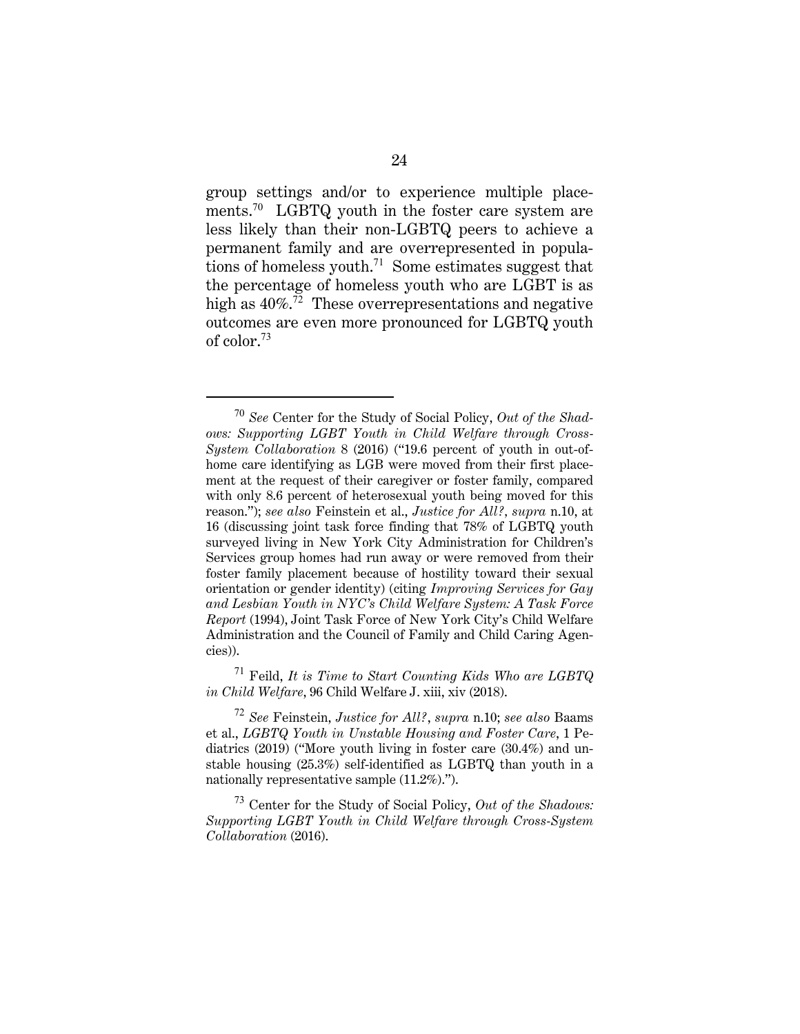group settings and/or to experience multiple placements.[70] LGBTQ youth in the foster care system are less likely than their non-LGBTQ peers to achieve a permanent family and are overrepresented in populations of homeless youth.[71] Some estimates suggest that the percentage of homeless youth who are LGBT is as high as 40%.[72] These overrepresentations and negative outcomes are even more pronounced for LGBTQ youth of color.[73]

---

[70] *See* Center for the Study of Social Policy, *Out of the Shadows: Supporting LGBT Youth in Child Welfare through Cross-System Collaboration* 8 (2016) ("19.6 percent of youth in out-of-home care identifying as LGB were moved from their first placement at the request of their caregiver or foster family, compared with only 8.6 percent of heterosexual youth being moved for this reason."); *see also* Feinstein et al., *Justice for All?*, *supra* n.10, at 16 (discussing joint task force finding that 78% of LGBTQ youth surveyed living in New York City Administration for Children's Services group homes had run away or were removed from their foster family placement because of hostility toward their sexual orientation or gender identity) (citing *Improving Services for Gay and Lesbian Youth in NYC's Child Welfare System: A Task Force Report* (1994), Joint Task Force of New York City's Child Welfare Administration and the Council of Family and Child Caring Agencies)).

[71] Feild, *It is Time to Start Counting Kids Who are LGBTQ in Child Welfare*, 96 Child Welfare J. xiii, xiv (2018).

[72] *See* Feinstein, *Justice for All?*, *supra* n.10; *see also* Baams et al., *LGBTQ Youth in Unstable Housing and Foster Care*, 1 Pediatrics (2019) ("More youth living in foster care (30.4%) and unstable housing (25.3%) self-identified as LGBTQ than youth in a nationally representative sample (11.2%).").

[73] Center for the Study of Social Policy, *Out of the Shadows: Supporting LGBT Youth in Child Welfare through Cross-System Collaboration* (2016).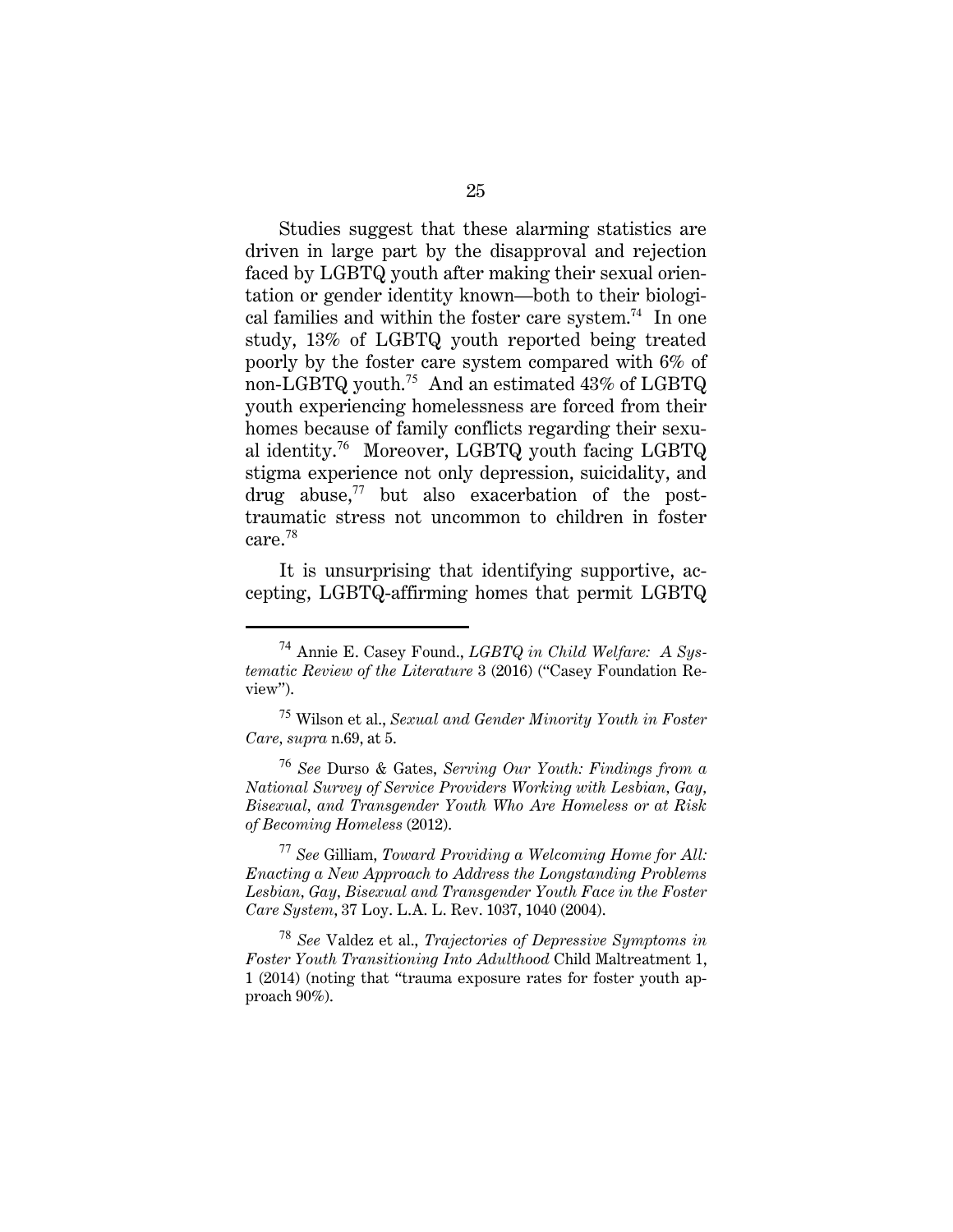Studies suggest that these alarming statistics are driven in large part by the disapproval and rejection faced by LGBTQ youth after making their sexual orientation or gender identity known—both to their biological families and within the foster care system.[74] In one study, 13% of LGBTQ youth reported being treated poorly by the foster care system compared with 6% of non-LGBTQ youth.[75] And an estimated 43% of LGBTQ youth experiencing homelessness are forced from their homes because of family conflicts regarding their sexual identity.[76] Moreover, LGBTQ youth facing LGBTQ stigma experience not only depression, suicidality, and drug abuse,[77] but also exacerbation of the post-traumatic stress not uncommon to children in foster care.[78]

It is unsurprising that identifying supportive, accepting, LGBTQ-affirming homes that permit LGBTQ

---

[74] Annie E. Casey Found., *LGBTQ in Child Welfare: A Systematic Review of the Literature* 3 (2016) ("Casey Foundation Review").

[75] Wilson et al., *Sexual and Gender Minority Youth in Foster Care*, *supra* n.69, at 5.

[76] *See* Durso & Gates, *Serving Our Youth: Findings from a National Survey of Service Providers Working with Lesbian, Gay, Bisexual, and Transgender Youth Who Are Homeless or at Risk of Becoming Homeless* (2012).

[77] *See* Gilliam, *Toward Providing a Welcoming Home for All: Enacting a New Approach to Address the Longstanding Problems Lesbian, Gay, Bisexual and Transgender Youth Face in the Foster Care System*, 37 Loy. L.A. L. Rev. 1037, 1040 (2004).

[78] *See* Valdez et al., *Trajectories of Depressive Symptoms in Foster Youth Transitioning Into Adulthood* Child Maltreatment 1, 1 (2014) (noting that "trauma exposure rates for foster youth approach 90%).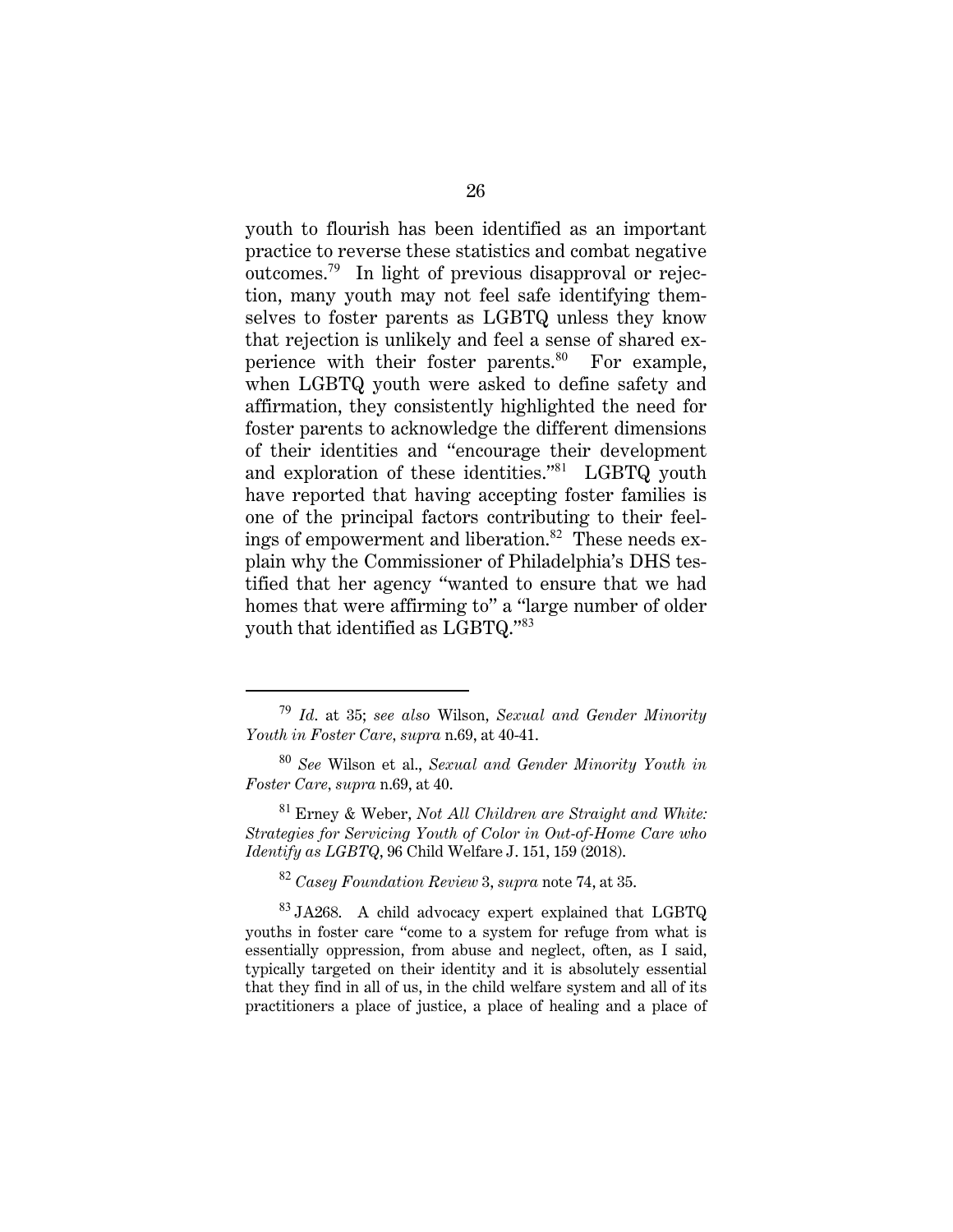youth to flourish has been identified as an important practice to reverse these statistics and combat negative outcomes.[79] In light of previous disapproval or rejection, many youth may not feel safe identifying themselves to foster parents as LGBTQ unless they know that rejection is unlikely and feel a sense of shared experience with their foster parents.[80] For example, when LGBTQ youth were asked to define safety and affirmation, they consistently highlighted the need for foster parents to acknowledge the different dimensions of their identities and "encourage their development and exploration of these identities."[81] LGBTQ youth have reported that having accepting foster families is one of the principal factors contributing to their feelings of empowerment and liberation.[82] These needs explain why the Commissioner of Philadelphia's DHS testified that her agency "wanted to ensure that we had homes that were affirming to" a "large number of older youth that identified as LGBTQ."[83]

---

[79] *Id.* at 35; *see also* Wilson, *Sexual and Gender Minority Youth in Foster Care*, *supra* n.69, at 40-41.

[80] *See* Wilson et al., *Sexual and Gender Minority Youth in Foster Care*, *supra* n.69, at 40.

[81] Erney & Weber, *Not All Children are Straight and White: Strategies for Servicing Youth of Color in Out-of-Home Care who Identify as LGBTQ*, 96 Child Welfare J. 151, 159 (2018).

[82] *Casey Foundation Review* 3, *supra* note 74, at 35.

[83] JA268. A child advocacy expert explained that LGBTQ youths in foster care "come to a system for refuge from what is essentially oppression, from abuse and neglect, often, as I said, typically targeted on their identity and it is absolutely essential that they find in all of us, in the child welfare system and all of its practitioners a place of justice, a place of healing and a place of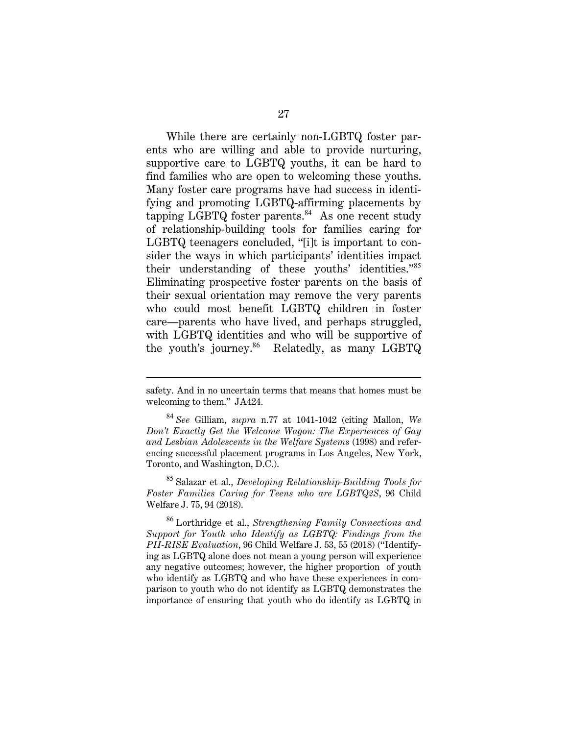While there are certainly non-LGBTQ foster parents who are willing and able to provide nurturing, supportive care to LGBTQ youths, it can be hard to find families who are open to welcoming these youths. Many foster care programs have had success in identifying and promoting LGBTQ-affirming placements by tapping LGBTQ foster parents.[84] As one recent study of relationship-building tools for families caring for LGBTQ teenagers concluded, "[i]t is important to consider the ways in which participants' identities impact their understanding of these youths' identities."[85] Eliminating prospective foster parents on the basis of their sexual orientation may remove the very parents who could most benefit LGBTQ children in foster care—parents who have lived, and perhaps struggled, with LGBTQ identities and who will be supportive of the youth's journey.[86] Relatedly, as many LGBTQ

---

safety. And in no uncertain terms that means that homes must be welcoming to them." JA424.

[84] *See* Gilliam, *supra* n.77 at 1041-1042 (citing Mallon, *We Don't Exactly Get the Welcome Wagon: The Experiences of Gay and Lesbian Adolescents in the Welfare Systems* (1998) and referencing successful placement programs in Los Angeles, New York, Toronto, and Washington, D.C.).

[85] Salazar et al., *Developing Relationship-Building Tools for Foster Families Caring for Teens who are LGBTQ2S*, 96 Child Welfare J. 75, 94 (2018).

[86] Lorthridge et al., *Strengthening Family Connections and Support for Youth who Identify as LGBTQ: Findings from the PII-RISE Evaluation*, 96 Child Welfare J. 53, 55 (2018) ("Identifying as LGBTQ alone does not mean a young person will experience any negative outcomes; however, the higher proportion of youth who identify as LGBTQ and who have these experiences in comparison to youth who do not identify as LGBTQ demonstrates the importance of ensuring that youth who do identify as LGBTQ in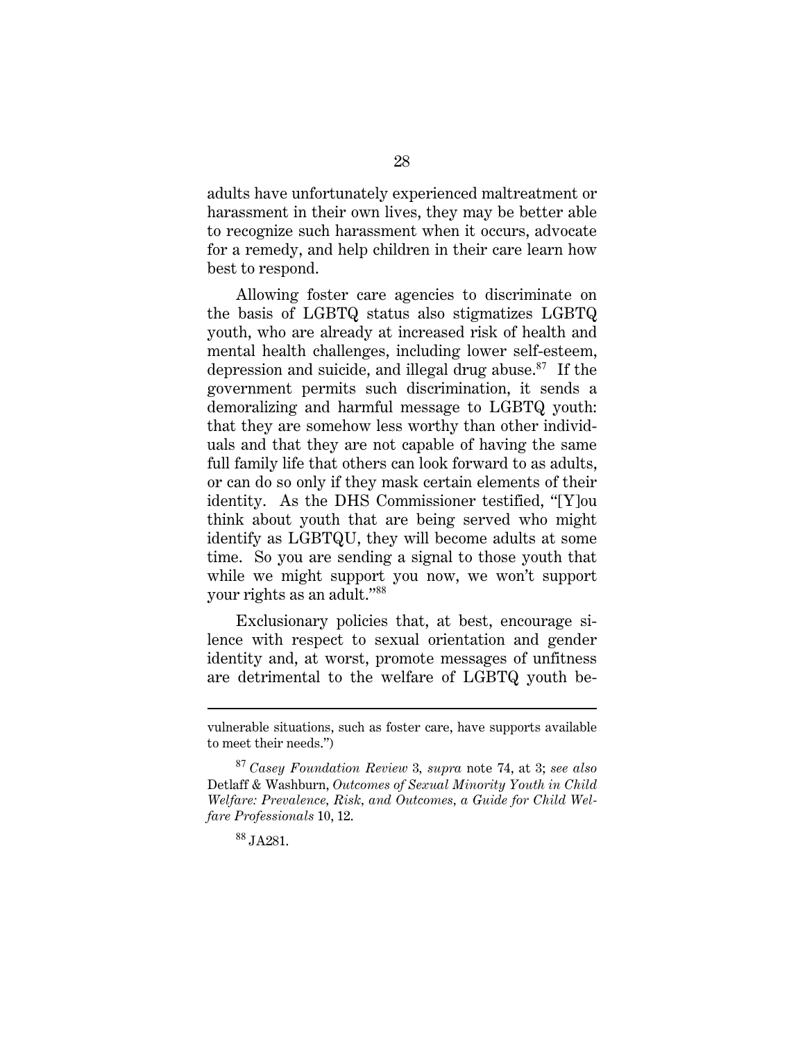adults have unfortunately experienced maltreatment or harassment in their own lives, they may be better able to recognize such harassment when it occurs, advocate for a remedy, and help children in their care learn how best to respond.

Allowing foster care agencies to discriminate on the basis of LGBTQ status also stigmatizes LGBTQ youth, who are already at increased risk of health and mental health challenges, including lower self-esteem, depression and suicide, and illegal drug abuse.[87] If the government permits such discrimination, it sends a demoralizing and harmful message to LGBTQ youth: that they are somehow less worthy than other individuals and that they are not capable of having the same full family life that others can look forward to as adults, or can do so only if they mask certain elements of their identity. As the DHS Commissioner testified, "[Y]ou think about youth that are being served who might identify as LGBTQU, they will become adults at some time. So you are sending a signal to those youth that while we might support you now, we won't support your rights as an adult."[88]

Exclusionary policies that, at best, encourage silence with respect to sexual orientation and gender identity and, at worst, promote messages of unfitness are detrimental to the welfare of LGBTQ youth be-

---

vulnerable situations, such as foster care, have supports available to meet their needs.")

[87] *Casey Foundation Review* 3, *supra* note 74, at 3; *see also* Detlaff & Washburn, *Outcomes of Sexual Minority Youth in Child Welfare: Prevalence, Risk, and Outcomes, a Guide for Child Welfare Professionals* 10, 12.

[88] JA281.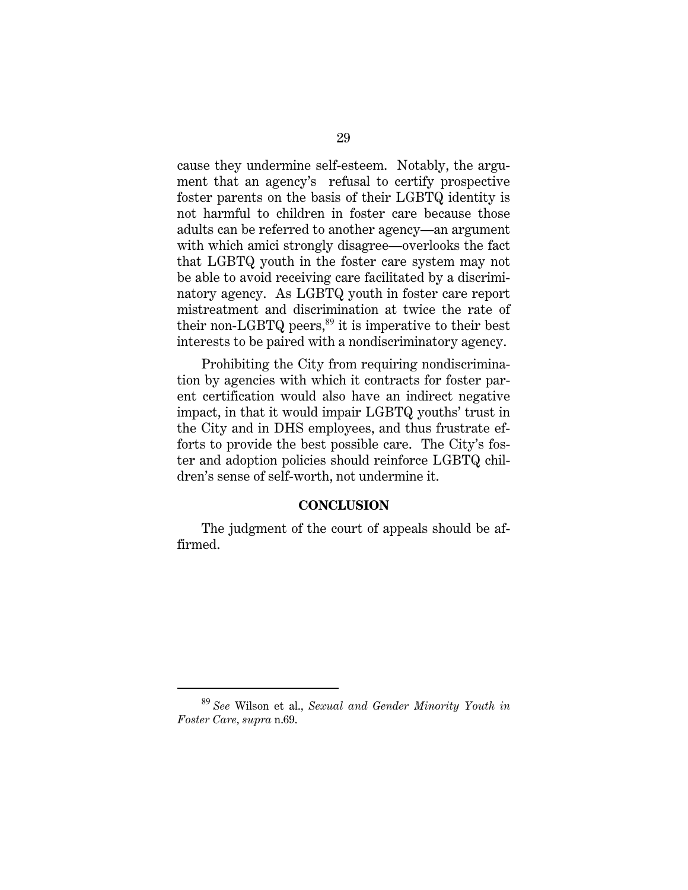cause they undermine self-esteem. Notably, the argument that an agency's refusal to certify prospective foster parents on the basis of their LGBTQ identity is not harmful to children in foster care because those adults can be referred to another agency—an argument with which amici strongly disagree—overlooks the fact that LGBTQ youth in the foster care system may not be able to avoid receiving care facilitated by a discriminatory agency. As LGBTQ youth in foster care report mistreatment and discrimination at twice the rate of their non-LGBTQ peers,[89] it is imperative to their best interests to be paired with a nondiscriminatory agency.

Prohibiting the City from requiring nondiscrimination by agencies with which it contracts for foster parent certification would also have an indirect negative impact, in that it would impair LGBTQ youths' trust in the City and in DHS employees, and thus frustrate efforts to provide the best possible care. The City's foster and adoption policies should reinforce LGBTQ children's sense of self-worth, not undermine it.

## CONCLUSION

The judgment of the court of appeals should be affirmed.

---

[89] *See* Wilson et al., *Sexual and Gender Minority Youth in Foster Care*, *supra* n.69.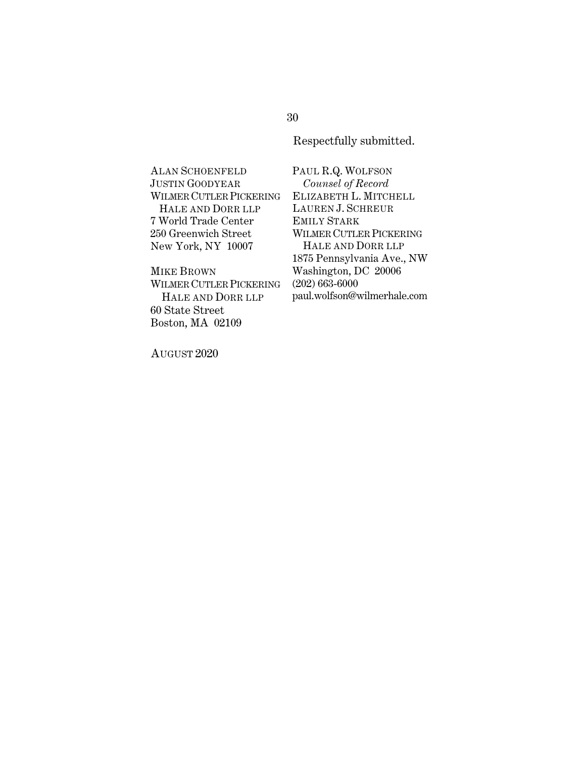Respectfully submitted.

ALAN SCHOENFELD
JUSTIN GOODYEAR
WILMER CUTLER PICKERING
HALE AND DORR LLP
7 World Trade Center
250 Greenwich Street
New York, NY 10007

MIKE BROWN
WILMER CUTLER PICKERING
HALE AND DORR LLP
60 State Street
Boston, MA 02109

PAUL R.Q. WOLFSON
*Counsel of Record*
ELIZABETH L. MITCHELL
LAUREN J. SCHREUR
EMILY STARK
WILMER CUTLER PICKERING
HALE AND DORR LLP
1875 Pennsylvania Ave., NW
Washington, DC 20006
(202) 663-6000
paul.wolfson@wilmerhale.com

AUGUST 2020